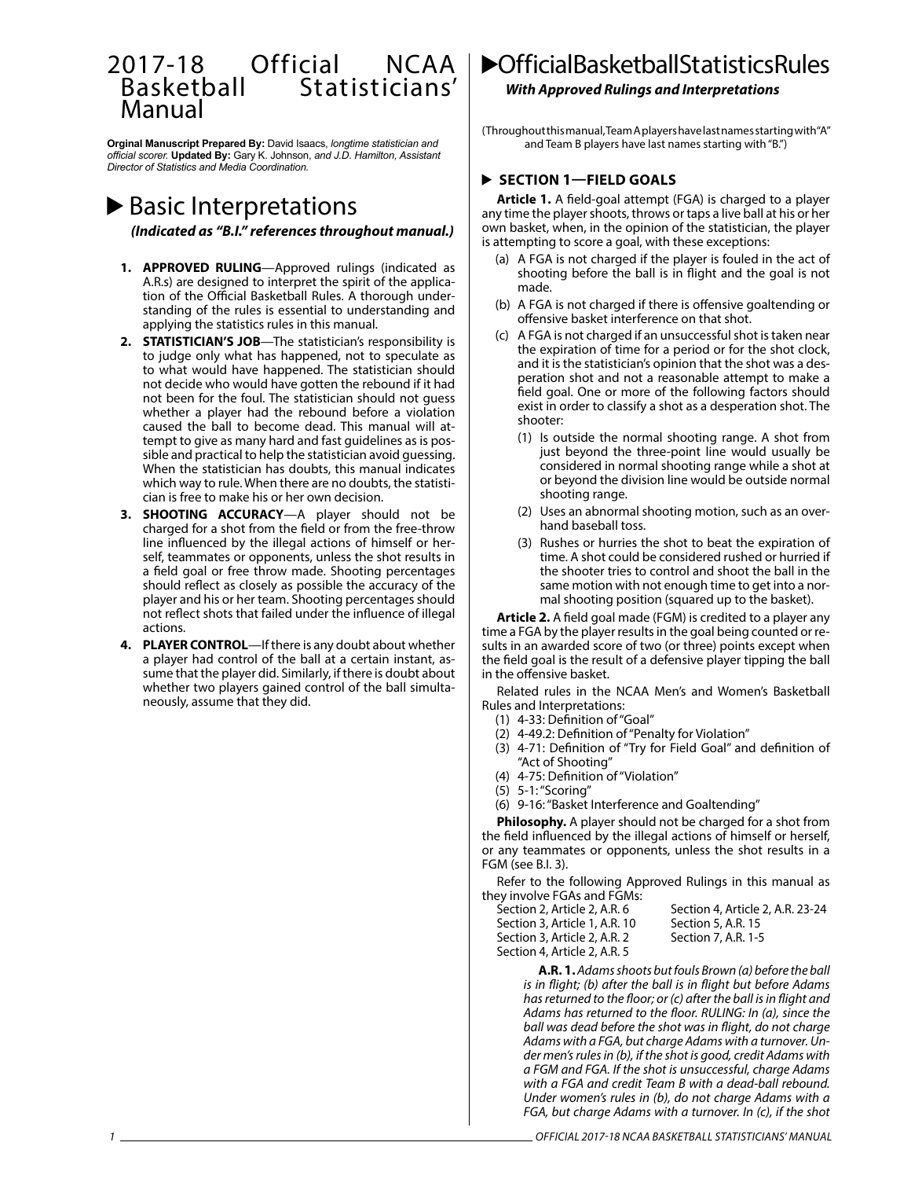# 2017-18 Official NCAA Basketball Statisticians' Manual

**Orginal Manuscript Prepared By:** David Isaacs, *longtime statistician and official scorer.* **Updated By:** Gary K. Johnson, *and J.D. Hamilton, Assistant Director of Statistics and Media Coordination.*

# Basic Interpretations

***(Indicated as "B.I." references throughout manual.)***

1. **APPROVED RULING**—Approved rulings (indicated as A.R.s) are designed to interpret the spirit of the application of the Official Basketball Rules. A thorough understanding of the rules is essential to understanding and applying the statistics rules in this manual.
2. **STATISTICIAN'S JOB**—The statistician's responsibility is to judge only what has happened, not to speculate as to what would have happened. The statistician should not decide who would have gotten the rebound if it had not been for the foul. The statistician should not guess whether a player had the rebound before a violation caused the ball to become dead. This manual will attempt to give as many hard and fast guidelines as is possible and practical to help the statistician avoid guessing. When the statistician has doubts, this manual indicates which way to rule. When there are no doubts, the statistician is free to make his or her own decision.
3. **SHOOTING ACCURACY**—A player should not be charged for a shot from the field or from the free-throw line influenced by the illegal actions of himself or herself, teammates or opponents, unless the shot results in a field goal or free throw made. Shooting percentages should reflect as closely as possible the accuracy of the player and his or her team. Shooting percentages should not reflect shots that failed under the influence of illegal actions.
4. **PLAYER CONTROL**—If there is any doubt about whether a player had control of the ball at a certain instant, assume that the player did. Similarly, if there is doubt about whether two players gained control of the ball simultaneously, assume that they did.

# Official Basketball Statistics Rules

***With Approved Rulings and Interpretations***

(Throughout this manual, Team A players have last names starting with "A" and Team B players have last names starting with "B.")

## SECTION 1—FIELD GOALS

**Article 1.** A field-goal attempt (FGA) is charged to a player any time the player shoots, throws or taps a live ball at his or her own basket, when, in the opinion of the statistician, the player is attempting to score a goal, with these exceptions:

(a) A FGA is not charged if the player is fouled in the act of shooting before the ball is in flight and the goal is not made.

(b) A FGA is not charged if there is offensive goaltending or offensive basket interference on that shot.

(c) A FGA is not charged if an unsuccessful shot is taken near the expiration of time for a period or for the shot clock, and it is the statistician's opinion that the shot was a desperation shot and not a reasonable attempt to make a field goal. One or more of the following factors should exist in order to classify a shot as a desperation shot. The shooter:

(1) Is outside the normal shooting range. A shot from just beyond the three-point line would usually be considered in normal shooting range while a shot at or beyond the division line would be outside normal shooting range.

(2) Uses an abnormal shooting motion, such as an overhand baseball toss.

(3) Rushes or hurries the shot to beat the expiration of time. A shot could be considered rushed or hurried if the shooter tries to control and shoot the ball in the same motion with not enough time to get into a normal shooting position (squared up to the basket).

**Article 2.** A field goal made (FGM) is credited to a player any time a FGA by the player results in the goal being counted or results in an awarded score of two (or three) points except when the field goal is the result of a defensive player tipping the ball in the offensive basket.

Related rules in the NCAA Men's and Women's Basketball Rules and Interpretations:

(1) 4-33: Definition of "Goal"
(2) 4-49.2: Definition of "Penalty for Violation"
(3) 4-71: Definition of "Try for Field Goal" and definition of "Act of Shooting"
(4) 4-75: Definition of "Violation"
(5) 5-1: "Scoring"
(6) 9-16: "Basket Interference and Goaltending"

**Philosophy.** A player should not be charged for a shot from the field influenced by the illegal actions of himself or herself, or any teammates or opponents, unless the shot results in a FGM (see B.I. 3).

Refer to the following Approved Rulings in this manual as they involve FGAs and FGMs:

Section 2, Article 2, A.R. 6
Section 3, Article 1, A.R. 10
Section 3, Article 2, A.R. 2
Section 4, Article 2, A.R. 5
Section 4, Article 2, A.R. 23-24
Section 5, A.R. 15
Section 7, A.R. 1-5

> **A.R. 1.** *Adams shoots but fouls Brown (a) before the ball is in flight; (b) after the ball is in flight but before Adams has returned to the floor; or (c) after the ball is in flight and Adams has returned to the floor. RULING: In (a), since the ball was dead before the shot was in flight, do not charge Adams with a FGA, but charge Adams with a turnover. Under men's rules in (b), if the shot is good, credit Adams with a FGM and FGA. If the shot is unsuccessful, charge Adams with a FGA and credit Team B with a dead-ball rebound. Under women's rules in (b), do not charge Adams with a FGA, but charge Adams with a turnover. In (c), if the shot*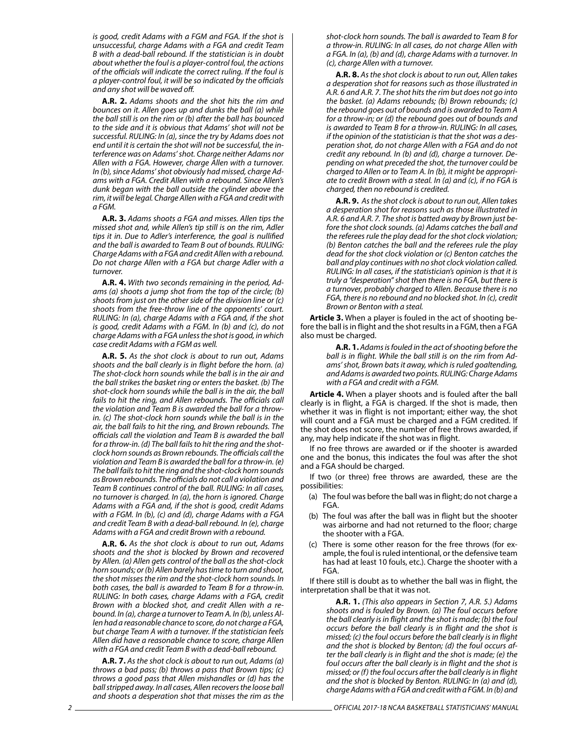*is good, credit Adams with a FGM and FGA. If the shot is unsuccessful, charge Adams with a FGA and credit Team B with a dead-ball rebound. If the statistician is in doubt about whether the foul is a player-control foul, the actions of the officials will indicate the correct ruling. If the foul is a player-control foul, it will be so indicated by the officials and any shot will be waved off.*

**A.R. 2.** *Adams shoots and the shot hits the rim and bounces on it. Allen goes up and dunks the ball (a) while the ball still is on the rim or (b) after the ball has bounced to the side and it is obvious that Adams' shot will not be successful. RULING: In (a), since the try by Adams does not end until it is certain the shot will not be successful, the interference was on Adams' shot. Charge neither Adams nor Allen with a FGA. However, charge Allen with a turnover. In (b), since Adams' shot obviously had missed, charge Adams with a FGA. Credit Allen with a rebound. Since Allen's dunk began with the ball outside the cylinder above the rim, it will be legal. Charge Allen with a FGA and credit with a FGM.*

**A.R. 3.** *Adams shoots a FGA and misses. Allen tips the missed shot and, while Allen's tip still is on the rim, Adler tips it in. Due to Adler's interference, the goal is nullified and the ball is awarded to Team B out of bounds. RULING: Charge Adams with a FGA and credit Allen with a rebound. Do not charge Allen with a FGA but charge Adler with a turnover.*

**A.R. 4.** *With two seconds remaining in the period, Adams (a) shoots a jump shot from the top of the circle; (b) shoots from just on the other side of the division line or (c) shoots from the free-throw line of the opponents' court. RULING: In (a), charge Adams with a FGA and, if the shot is good, credit Adams with a FGM. In (b) and (c), do not charge Adams with a FGA unless the shot is good, in which case credit Adams with a FGM as well.*

**A.R. 5.** *As the shot clock is about to run out, Adams shoots and the ball clearly is in flight before the horn. (a) The shot-clock horn sounds while the ball is in the air and the ball strikes the basket ring or enters the basket. (b) The shot-clock horn sounds while the ball is in the air, the ball fails to hit the ring, and Allen rebounds. The officials call the violation and Team B is awarded the ball for a throw-in. (c) The shot-clock horn sounds while the ball is in the air, the ball fails to hit the ring, and Brown rebounds. The officials call the violation and Team B is awarded the ball for a throw-in. (d) The ball fails to hit the ring and the shot-clock horn sounds as Brown rebounds. The officials call the violation and Team B is awarded the ball for a throw-in. (e) The ball fails to hit the ring and the shot-clock horn sounds as Brown rebounds. The officials do not call a violation and Team B continues control of the ball. RULING: In all cases, no turnover is charged. In (a), the horn is ignored. Charge Adams with a FGA and, if the shot is good, credit Adams with a FGM. In (b), (c) and (d), charge Adams with a FGA and credit Team B with a dead-ball rebound. In (e), charge Adams with a FGA and credit Brown with a rebound.*

**A.R. 6.** *As the shot clock is about to run out, Adams shoots and the shot is blocked by Brown and recovered by Allen. (a) Allen gets control of the ball as the shot-clock horn sounds; or (b) Allen barely has time to turn and shoot, the shot misses the rim and the shot-clock horn sounds. In both cases, the ball is awarded to Team B for a throw-in. RULING: In both cases, charge Adams with a FGA, credit Brown with a blocked shot, and credit Allen with a rebound. In (a), charge a turnover to Team A. In (b), unless Allen had a reasonable chance to score, do not charge a FGA, but charge Team A with a turnover. If the statistician feels Allen did have a reasonable chance to score, charge Allen with a FGA and credit Team B with a dead-ball rebound.*

**A.R. 7.** *As the shot clock is about to run out, Adams (a) throws a bad pass; (b) throws a pass that Brown tips; (c) throws a good pass that Allen mishandles or (d) has the ball stripped away. In all cases, Allen recovers the loose ball and shoots a desperation shot that misses the rim as the shot-clock horn sounds. The ball is awarded to Team B for a throw-in. RULING: In all cases, do not charge Allen with a FGA. In (a), (b) and (d), charge Adams with a turnover. In (c), charge Allen with a turnover.*

**A.R. 8.** *As the shot clock is about to run out, Allen takes a desperation shot for reasons such as those illustrated in A.R. 6 and A.R. 7. The shot hits the rim but does not go into the basket. (a) Adams rebounds; (b) Brown rebounds; (c) the rebound goes out of bounds and is awarded to Team A for a throw-in; or (d) the rebound goes out of bounds and is awarded to Team B for a throw-in. RULING: In all cases, if the opinion of the statistician is that the shot was a desperation shot, do not charge Allen with a FGA and do not credit any rebound. In (b) and (d), charge a turnover. Depending on what preceded the shot, the turnover could be charged to Allen or to Team A. In (b), it might be appropriate to credit Brown with a steal. In (a) and (c), if no FGA is charged, then no rebound is credited.*

**A.R. 9.** *As the shot clock is about to run out, Allen takes a desperation shot for reasons such as those illustrated in A.R. 6 and A.R. 7. The shot is batted away by Brown just before the shot clock sounds. (a) Adams catches the ball and the referees rule the play dead for the shot clock violation; (b) Benton catches the ball and the referees rule the play dead for the shot clock violation or (c) Benton catches the ball and play continues with no shot clock violation called. RULING: In all cases, if the statistician's opinion is that it is truly a "desperation" shot then there is no FGA, but there is a turnover, probably charged to Allen. Because there is no FGA, there is no rebound and no blocked shot. In (c), credit Brown or Benton with a steal.*

**Article 3.** When a player is fouled in the act of shooting before the ball is in flight and the shot results in a FGM, then a FGA also must be charged.

**A.R. 1.** *Adams is fouled in the act of shooting before the ball is in flight. While the ball still is on the rim from Adams' shot, Brown bats it away, which is ruled goaltending, and Adams is awarded two points. RULING: Charge Adams with a FGA and credit with a FGM.*

**Article 4.** When a player shoots and is fouled after the ball clearly is in flight, a FGA is charged. If the shot is made, then whether it was in flight is not important; either way, the shot will count and a FGA must be charged and a FGM credited. If the shot does not score, the number of free throws awarded, if any, may help indicate if the shot was in flight.

If no free throws are awarded or if the shooter is awarded one and the bonus, this indicates the foul was after the shot and a FGA should be charged.

If two (or three) free throws are awarded, these are the possibilities:

(a) The foul was before the ball was in flight; do not charge a FGA.
(b) The foul was after the ball was in flight but the shooter was airborne and had not returned to the floor; charge the shooter with a FGA.
(c) There is some other reason for the free throws (for example, the foul is ruled intentional, or the defensive team has had at least 10 fouls, etc.). Charge the shooter with a FGA.

If there still is doubt as to whether the ball was in flight, the interpretation shall be that it was not.

**A.R. 1.** *(This also appears in Section 7, A.R. 5.) Adams shoots and is fouled by Brown. (a) The foul occurs before the ball clearly is in flight and the shot is made; (b) the foul occurs before the ball clearly is in flight and the shot is missed; (c) the foul occurs before the ball clearly is in flight and the shot is blocked by Benton; (d) the foul occurs after the ball clearly is in flight and the shot is made; (e) the foul occurs after the ball clearly is in flight and the shot is missed; or (f) the foul occurs after the ball clearly is in flight and the shot is blocked by Benton. RULING: In (a) and (d), charge Adams with a FGA and credit with a FGM. In (b) and*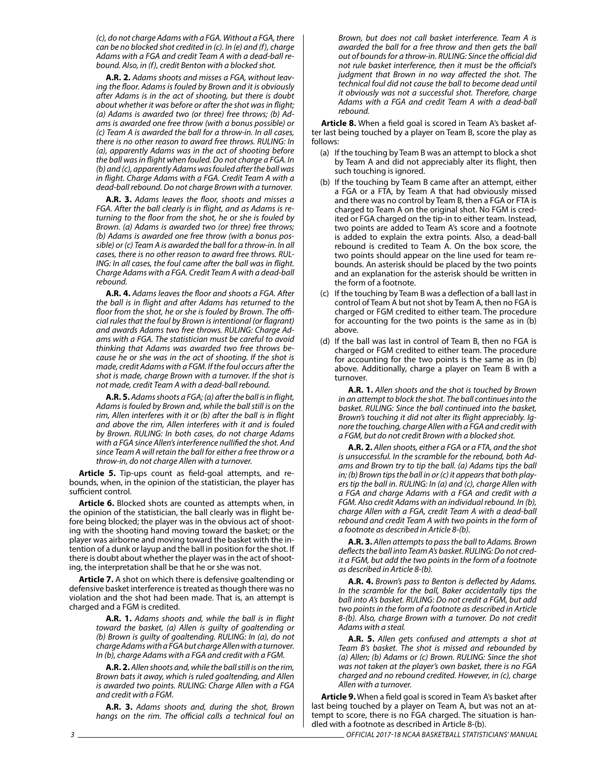*(c), do not charge Adams with a FGA. Without a FGA, there can be no blocked shot credited in (c). In (e) and (f), charge Adams with a FGA and credit Team A with a dead-ball rebound. Also, in (f), credit Benton with a blocked shot.*

**A.R. 2.** *Adams shoots and misses a FGA, without leaving the floor. Adams is fouled by Brown and it is obviously after Adams is in the act of shooting, but there is doubt about whether it was before or after the shot was in flight; (a) Adams is awarded two (or three) free throws; (b) Adams is awarded one free throw (with a bonus possible) or (c) Team A is awarded the ball for a throw-in. In all cases, there is no other reason to award free throws. RULING: In (a), apparently Adams was in the act of shooting before the ball was in flight when fouled. Do not charge a FGA. In (b) and (c), apparently Adams was fouled after the ball was in flight. Charge Adams with a FGA. Credit Team A with a dead-ball rebound. Do not charge Brown with a turnover.*

**A.R. 3.** *Adams leaves the floor, shoots and misses a FGA. After the ball clearly is in flight, and as Adams is returning to the floor from the shot, he or she is fouled by Brown. (a) Adams is awarded two (or three) free throws; (b) Adams is awarded one free throw (with a bonus possible) or (c) Team A is awarded the ball for a throw-in. In all cases, there is no other reason to award free throws. RULING: In all cases, the foul came after the ball was in flight. Charge Adams with a FGA. Credit Team A with a dead-ball rebound.*

**A.R. 4.** *Adams leaves the floor and shoots a FGA. After the ball is in flight and after Adams has returned to the floor from the shot, he or she is fouled by Brown. The official rules that the foul by Brown is intentional (or flagrant) and awards Adams two free throws. RULING: Charge Adams with a FGA. The statistician must be careful to avoid thinking that Adams was awarded two free throws because he or she was in the act of shooting. If the shot is made, credit Adams with a FGM. If the foul occurs after the shot is made, charge Brown with a turnover. If the shot is not made, credit Team A with a dead-ball rebound.*

**A.R. 5.** *Adams shoots a FGA; (a) after the ball is in flight, Adams is fouled by Brown and, while the ball still is on the rim, Allen interferes with it or (b) after the ball is in flight and above the rim, Allen interferes with it and is fouled by Brown. RULING: In both cases, do not charge Adams with a FGA since Allen's interference nullified the shot. And since Team A will retain the ball for either a free throw or a throw-in, do not charge Allen with a turnover.*

**Article 5.** Tip-ups count as field-goal attempts, and rebounds, when, in the opinion of the statistician, the player has sufficient control.

**Article 6.** Blocked shots are counted as attempts when, in the opinion of the statistician, the ball clearly was in flight before being blocked; the player was in the obvious act of shooting with the shooting hand moving toward the basket; or the player was airborne and moving toward the basket with the intention of a dunk or layup and the ball in position for the shot. If there is doubt about whether the player was in the act of shooting, the interpretation shall be that he or she was not.

**Article 7.** A shot on which there is defensive goaltending or defensive basket interference is treated as though there was no violation and the shot had been made. That is, an attempt is charged and a FGM is credited.

**A.R. 1.** *Adams shoots and, while the ball is in flight toward the basket, (a) Allen is guilty of goaltending or (b) Brown is guilty of goaltending. RULING: In (a), do not charge Adams with a FGA but charge Allen with a turnover. In (b), charge Adams with a FGA and credit with a FGM.*

**A.R. 2.** *Allen shoots and, while the ball still is on the rim, Brown bats it away, which is ruled goaltending, and Allen is awarded two points. RULING: Charge Allen with a FGA and credit with a FGM.*

**A.R. 3.** *Adams shoots and, during the shot, Brown hangs on the rim. The official calls a technical foul on Brown, but does not call basket interference. Team A is awarded the ball for a free throw and then gets the ball out of bounds for a throw-in. RULING: Since the official did not rule basket interference, then it must be the official's judgment that Brown in no way affected the shot. The technical foul did not cause the ball to become dead until it obviously was not a successful shot. Therefore, charge Adams with a FGA and credit Team A with a dead-ball rebound.*

**Article 8.** When a field goal is scored in Team A's basket after last being touched by a player on Team B, score the play as follows:

(a) If the touching by Team B was an attempt to block a shot by Team A and did not appreciably alter its flight, then such touching is ignored.

(b) If the touching by Team B came after an attempt, either a FGA or a FTA, by Team A that had obviously missed and there was no control by Team B, then a FGA or FTA is charged to Team A on the original shot. No FGM is credited or FGA charged on the tip-in to either team. Instead, two points are added to Team A's score and a footnote is added to explain the extra points. Also, a dead-ball rebound is credited to Team A. On the box score, the two points should appear on the line used for team rebounds. An asterisk should be placed by the two points and an explanation for the asterisk should be written in the form of a footnote.

(c) If the touching by Team B was a deflection of a ball last in control of Team A but not shot by Team A, then no FGA is charged or FGM credited to either team. The procedure for accounting for the two points is the same as in (b) above.

(d) If the ball was last in control of Team B, then no FGA is charged or FGM credited to either team. The procedure for accounting for the two points is the same as in (b) above. Additionally, charge a player on Team B with a turnover.

**A.R. 1.** *Allen shoots and the shot is touched by Brown in an attempt to block the shot. The ball continues into the basket. RULING: Since the ball continued into the basket, Brown's touching it did not alter its flight appreciably. Ignore the touching, charge Allen with a FGA and credit with a FGM, but do not credit Brown with a blocked shot.*

**A.R. 2.** *Allen shoots, either a FGA or a FTA, and the shot is unsuccessful. In the scramble for the rebound, both Adams and Brown try to tip the ball. (a) Adams tips the ball in; (b) Brown tips the ball in or (c) it appears that both players tip the ball in. RULING: In (a) and (c), charge Allen with a FGA and charge Adams with a FGA and credit with a FGM. Also credit Adams with an individual rebound. In (b), charge Allen with a FGA, credit Team A with a dead-ball rebound and credit Team A with two points in the form of a footnote as described in Article 8-(b).*

**A.R. 3.** *Allen attempts to pass the ball to Adams. Brown deflects the ball into Team A's basket. RULING: Do not credit a FGM, but add the two points in the form of a footnote as described in Article 8-(b).*

**A.R. 4.** *Brown's pass to Benton is deflected by Adams. In the scramble for the ball, Baker accidentally tips the ball into A's basket. RULING: Do not credit a FGM, but add two points in the form of a footnote as described in Article 8-(b). Also, charge Brown with a turnover. Do not credit Adams with a steal.*

**A.R. 5.** *Allen gets confused and attempts a shot at Team B's basket. The shot is missed and rebounded by (a) Allen; (b) Adams or (c) Brown. RULING: Since the shot was not taken at the player's own basket, there is no FGA charged and no rebound credited. However, in (c), charge Allen with a turnover.*

**Article 9.** When a field goal is scored in Team A's basket after last being touched by a player on Team A, but was not an attempt to score, there is no FGA charged. The situation is handled with a footnote as described in Article 8-(b).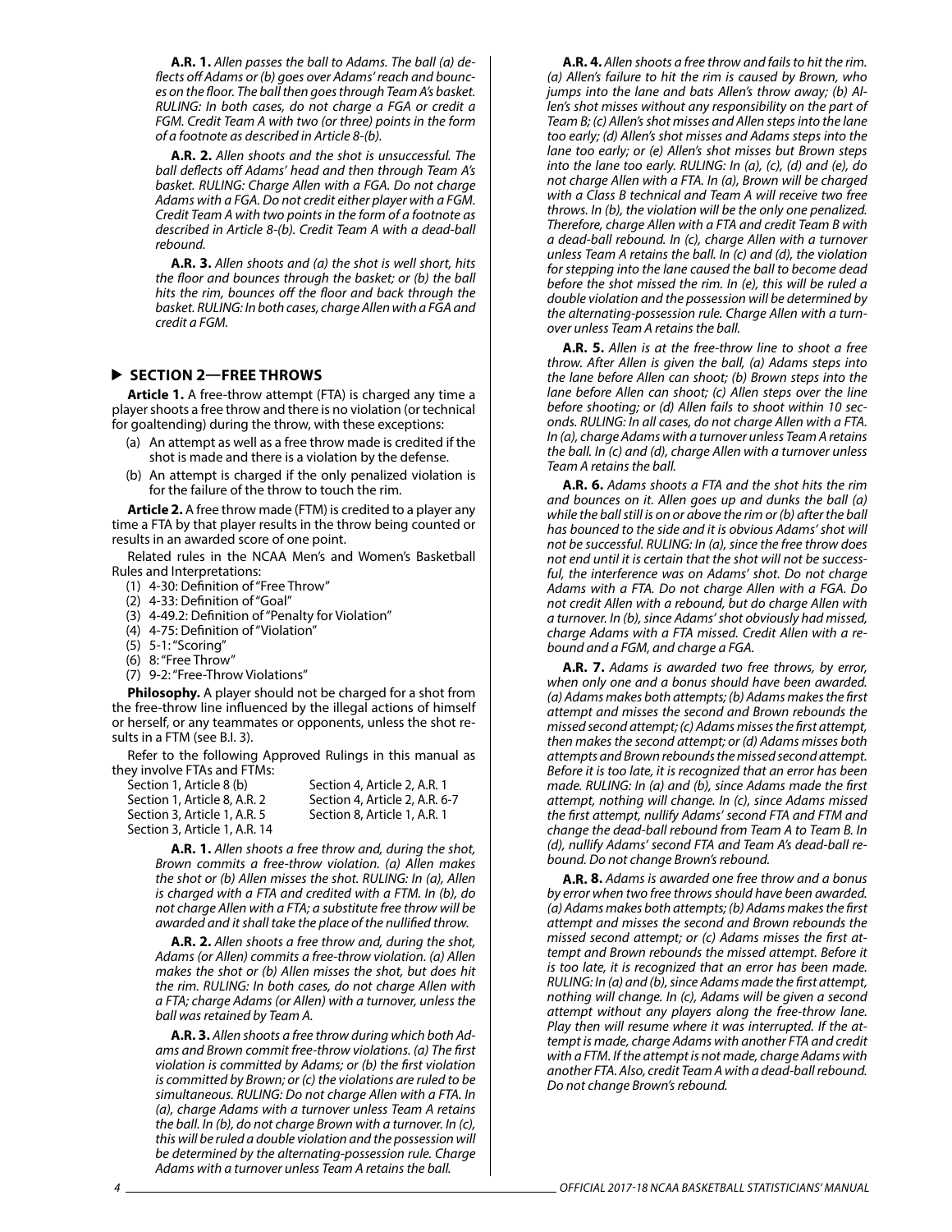**A.R. 1.** *Allen passes the ball to Adams. The ball (a) deflects off Adams or (b) goes over Adams' reach and bounces on the floor. The ball then goes through Team A's basket. RULING: In both cases, do not charge a FGA or credit a FGM. Credit Team A with two (or three) points in the form of a footnote as described in Article 8-(b).*

**A.R. 2.** *Allen shoots and the shot is unsuccessful. The ball deflects off Adams' head and then through Team A's basket. RULING: Charge Allen with a FGA. Do not charge Adams with a FGA. Do not credit either player with a FGM. Credit Team A with two points in the form of a footnote as described in Article 8-(b). Credit Team A with a dead-ball rebound.*

**A.R. 3.** *Allen shoots and (a) the shot is well short, hits the floor and bounces through the basket; or (b) the ball hits the rim, bounces off the floor and back through the basket. RULING: In both cases, charge Allen with a FGA and credit a FGM.*

## SECTION 2—FREE THROWS

**Article 1.** A free-throw attempt (FTA) is charged any time a player shoots a free throw and there is no violation (or technical for goaltending) during the throw, with these exceptions:

(a) An attempt as well as a free throw made is credited if the shot is made and there is a violation by the defense.

(b) An attempt is charged if the only penalized violation is for the failure of the throw to touch the rim.

**Article 2.** A free throw made (FTM) is credited to a player any time a FTA by that player results in the throw being counted or results in an awarded score of one point.

Related rules in the NCAA Men's and Women's Basketball Rules and Interpretations:

(1) 4-30: Definition of "Free Throw"
(2) 4-33: Definition of "Goal"
(3) 4-49.2: Definition of "Penalty for Violation"
(4) 4-75: Definition of "Violation"
(5) 5-1: "Scoring"
(6) 8: "Free Throw"
(7) 9-2: "Free-Throw Violations"

**Philosophy.** A player should not be charged for a shot from the free-throw line influenced by the illegal actions of himself or herself, or any teammates or opponents, unless the shot results in a FTM (see B.I. 3).

Refer to the following Approved Rulings in this manual as they involve FTAs and FTMs:

Section 1, Article 8 (b)
Section 1, Article 8, A.R. 2
Section 3, Article 1, A.R. 5
Section 3, Article 1, A.R. 14
Section 4, Article 2, A.R. 1
Section 4, Article 2, A.R. 6-7
Section 8, Article 1, A.R. 1

**A.R. 1.** *Allen shoots a free throw and, during the shot, Brown commits a free-throw violation. (a) Allen makes the shot or (b) Allen misses the shot. RULING: In (a), Allen is charged with a FTA and credited with a FTM. In (b), do not charge Allen with a FTA; a substitute free throw will be awarded and it shall take the place of the nullified throw.*

**A.R. 2.** *Allen shoots a free throw and, during the shot, Adams (or Allen) commits a free-throw violation. (a) Allen makes the shot or (b) Allen misses the shot, but does hit the rim. RULING: In both cases, do not charge Allen with a FTA; charge Adams (or Allen) with a turnover, unless the ball was retained by Team A.*

**A.R. 3.** *Allen shoots a free throw during which both Adams and Brown commit free-throw violations. (a) The first violation is committed by Adams; or (b) the first violation is committed by Brown; or (c) the violations are ruled to be simultaneous. RULING: Do not charge Allen with a FTA. In (a), charge Adams with a turnover unless Team A retains the ball. In (b), do not charge Brown with a turnover. In (c), this will be ruled a double violation and the possession will be determined by the alternating-possession rule. Charge Adams with a turnover unless Team A retains the ball.*

**A.R. 4.** *Allen shoots a free throw and fails to hit the rim. (a) Allen's failure to hit the rim is caused by Brown, who jumps into the lane and bats Allen's throw away; (b) Allen's shot misses without any responsibility on the part of Team B; (c) Allen's shot misses and Allen steps into the lane too early; (d) Allen's shot misses and Adams steps into the lane too early; or (e) Allen's shot misses but Brown steps into the lane too early. RULING: In (a), (c), (d) and (e), do not charge Allen with a FTA. In (a), Brown will be charged with a Class B technical and Team A will receive two free throws. In (b), the violation will be the only one penalized. Therefore, charge Allen with a FTA and credit Team B with a dead-ball rebound. In (c), charge Allen with a turnover unless Team A retains the ball. In (c) and (d), the violation for stepping into the lane caused the ball to become dead before the shot missed the rim. In (e), this will be ruled a double violation and the possession will be determined by the alternating-possession rule. Charge Allen with a turnover unless Team A retains the ball.*

**A.R. 5.** *Allen is at the free-throw line to shoot a free throw. After Allen is given the ball, (a) Adams steps into the lane before Allen can shoot; (b) Brown steps into the lane before Allen can shoot; (c) Allen steps over the line before shooting; or (d) Allen fails to shoot within 10 seconds. RULING: In all cases, do not charge Allen with a FTA. In (a), charge Adams with a turnover unless Team A retains the ball. In (c) and (d), charge Allen with a turnover unless Team A retains the ball.*

**A.R. 6.** *Adams shoots a FTA and the shot hits the rim and bounces on it. Allen goes up and dunks the ball (a) while the ball still is on or above the rim or (b) after the ball has bounced to the side and it is obvious Adams' shot will not be successful. RULING: In (a), since the free throw does not end until it is certain that the shot will not be successful, the interference was on Adams' shot. Do not charge Adams with a FTA. Do not charge Allen with a FGA. Do not credit Allen with a rebound, but do charge Allen with a turnover. In (b), since Adams' shot obviously had missed, charge Adams with a FTA missed. Credit Allen with a rebound and a FGM, and charge a FGA.*

**A.R. 7.** *Adams is awarded two free throws, by error, when only one and a bonus should have been awarded. (a) Adams makes both attempts; (b) Adams makes the first attempt and misses the second and Brown rebounds the missed second attempt; (c) Adams misses the first attempt, then makes the second attempt; or (d) Adams misses both attempts and Brown rebounds the missed second attempt. Before it is too late, it is recognized that an error has been made. RULING: In (a) and (b), since Adams made the first attempt, nothing will change. In (c), since Adams missed the first attempt, nullify Adams' second FTA and FTM and change the dead-ball rebound from Team A to Team B. In (d), nullify Adams' second FTA and Team A's dead-ball rebound. Do not change Brown's rebound.*

**A.R. 8.** *Adams is awarded one free throw and a bonus by error when two free throws should have been awarded. (a) Adams makes both attempts; (b) Adams makes the first attempt and misses the second and Brown rebounds the missed second attempt; or (c) Adams misses the first attempt and Brown rebounds the missed attempt. Before it is too late, it is recognized that an error has been made. RULING: In (a) and (b), since Adams made the first attempt, nothing will change. In (c), Adams will be given a second attempt without any players along the free-throw lane. Play then will resume where it was interrupted. If the attempt is made, charge Adams with another FTA and credit with a FTM. If the attempt is not made, charge Adams with another FTA. Also, credit Team A with a dead-ball rebound. Do not change Brown's rebound.*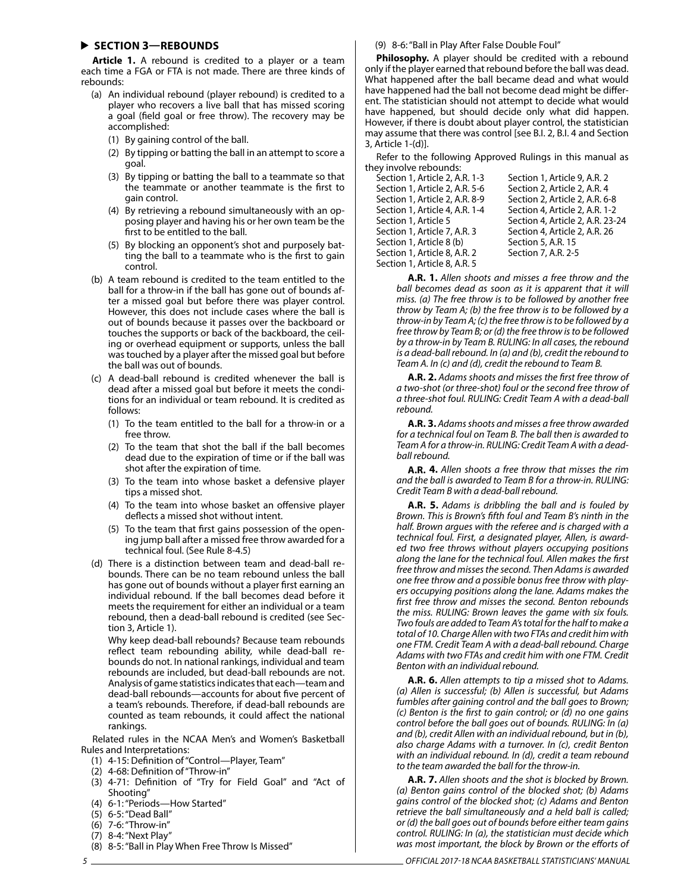## ▶ SECTION 3—REBOUNDS

**Article 1.** A rebound is credited to a player or a team each time a FGA or FTA is not made. There are three kinds of rebounds:

- (a) An individual rebound (player rebound) is credited to a player who recovers a live ball that has missed scoring a goal (field goal or free throw). The recovery may be accomplished:
  - (1) By gaining control of the ball.
  - (2) By tipping or batting the ball in an attempt to score a goal.
  - (3) By tipping or batting the ball to a teammate so that the teammate or another teammate is the first to gain control.
  - (4) By retrieving a rebound simultaneously with an opposing player and having his or her own team be the first to be entitled to the ball.
  - (5) By blocking an opponent's shot and purposely batting the ball to a teammate who is the first to gain control.
- (b) A team rebound is credited to the team entitled to the ball for a throw-in if the ball has gone out of bounds after a missed goal but before there was player control. However, this does not include cases where the ball is out of bounds because it passes over the backboard or touches the supports or back of the backboard, the ceiling or overhead equipment or supports, unless the ball was touched by a player after the missed goal but before the ball was out of bounds.
- (c) A dead-ball rebound is credited whenever the ball is dead after a missed goal but before it meets the conditions for an individual or team rebound. It is credited as follows:
  - (1) To the team entitled to the ball for a throw-in or a free throw.
  - (2) To the team that shot the ball if the ball becomes dead due to the expiration of time or if the ball was shot after the expiration of time.
  - (3) To the team into whose basket a defensive player tips a missed shot.
  - (4) To the team into whose basket an offensive player deflects a missed shot without intent.
  - (5) To the team that first gains possession of the opening jump ball after a missed free throw awarded for a technical foul. (See Rule 8-4.5)
- (d) There is a distinction between team and dead-ball rebounds. There can be no team rebound unless the ball has gone out of bounds without a player first earning an individual rebound. If the ball becomes dead before it meets the requirement for either an individual or a team rebound, then a dead-ball rebound is credited (see Section 3, Article 1).

  Why keep dead-ball rebounds? Because team rebounds reflect team rebounding ability, while dead-ball rebounds do not. In national rankings, individual and team rebounds are included, but dead-ball rebounds are not. Analysis of game statistics indicates that each—team and dead-ball rebounds—accounts for about five percent of a team's rebounds. Therefore, if dead-ball rebounds are counted as team rebounds, it could affect the national rankings.

Related rules in the NCAA Men's and Women's Basketball Rules and Interpretations:

- (1) 4-15: Definition of "Control—Player, Team"
- (2) 4-68: Definition of "Throw-in"
- (3) 4-71: Definition of "Try for Field Goal" and "Act of Shooting"
- (4) 6-1: "Periods—How Started"
- (5) 6-5: "Dead Ball"
- (6) 7-6: "Throw-in"
- (7) 8-4: "Next Play"
- (8) 8-5: "Ball in Play When Free Throw Is Missed"
- (9) 8-6: "Ball in Play After False Double Foul"

**Philosophy.** A player should be credited with a rebound only if the player earned that rebound before the ball was dead. What happened after the ball became dead and what would have happened had the ball not become dead might be different. The statistician should not attempt to decide what would have happened, but should decide only what did happen. However, if there is doubt about player control, the statistician may assume that there was control [see B.I. 2, B.I. 4 and Section 3, Article 1-(d)].

Refer to the following Approved Rulings in this manual as they involve rebounds:

| | |
|---|---|
| Section 1, Article 2, A.R. 1-3 | Section 1, Article 9, A.R. 2 |
| Section 1, Article 2, A.R. 5-6 | Section 2, Article 2, A.R. 4 |
| Section 1, Article 2, A.R. 8-9 | Section 2, Article 2, A.R. 6-8 |
| Section 1, Article 4, A.R. 1-4 | Section 4, Article 2, A.R. 1-2 |
| Section 1, Article 5 | Section 4, Article 2, A.R. 23-24 |
| Section 1, Article 7, A.R. 3 | Section 4, Article 2, A.R. 26 |
| Section 1, Article 8 (b) | Section 5, A.R. 15 |
| Section 1, Article 8, A.R. 2 | Section 7, A.R. 2-5 |
| Section 1, Article 8, A.R. 5 | |

**A.R. 1.** *Allen shoots and misses a free throw and the ball becomes dead as soon as it is apparent that it will miss. (a) The free throw is to be followed by another free throw by Team A; (b) the free throw is to be followed by a throw-in by Team A; (c) the free throw is to be followed by a free throw by Team B; or (d) the free throw is to be followed by a throw-in by Team B. RULING: In all cases, the rebound is a dead-ball rebound. In (a) and (b), credit the rebound to Team A. In (c) and (d), credit the rebound to Team B.*

**A.R. 2.** *Adams shoots and misses the first free throw of a two-shot (or three-shot) foul or the second free throw of a three-shot foul. RULING: Credit Team A with a dead-ball rebound.*

**A.R. 3.** *Adams shoots and misses a free throw awarded for a technical foul on Team B. The ball then is awarded to Team A for a throw-in. RULING: Credit Team A with a dead-ball rebound.*

**A.R. 4.** *Allen shoots a free throw that misses the rim and the ball is awarded to Team B for a throw-in. RULING: Credit Team B with a dead-ball rebound.*

**A.R. 5.** *Adams is dribbling the ball and is fouled by Brown. This is Brown's fifth foul and Team B's ninth in the half. Brown argues with the referee and is charged with a technical foul. First, a designated player, Allen, is awarded two free throws without players occupying positions along the lane for the technical foul. Allen makes the first free throw and misses the second. Then Adams is awarded one free throw and a possible bonus free throw with players occupying positions along the lane. Adams makes the first free throw and misses the second. Benton rebounds the miss. RULING: Brown leaves the game with six fouls. Two fouls are added to Team A's total for the half to make a total of 10. Charge Allen with two FTAs and credit him with one FTM. Credit Team A with a dead-ball rebound. Charge Adams with two FTAs and credit him with one FTM. Credit Benton with an individual rebound.*

**A.R. 6.** *Allen attempts to tip a missed shot to Adams. (a) Allen is successful; (b) Allen is successful, but Adams fumbles after gaining control and the ball goes to Brown; (c) Benton is the first to gain control; or (d) no one gains control before the ball goes out of bounds. RULING: In (a) and (b), credit Allen with an individual rebound, but in (b), also charge Adams with a turnover. In (c), credit Benton with an individual rebound. In (d), credit a team rebound to the team awarded the ball for the throw-in.*

**A.R. 7.** *Allen shoots and the shot is blocked by Brown. (a) Benton gains control of the blocked shot; (b) Adams gains control of the blocked shot; (c) Adams and Benton retrieve the ball simultaneously and a held ball is called; or (d) the ball goes out of bounds before either team gains control. RULING: In (a), the statistician must decide which was most important, the block by Brown or the efforts of*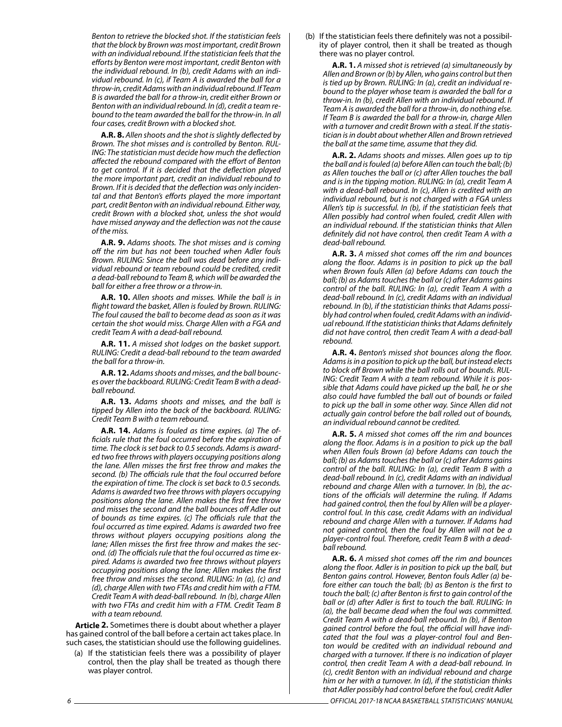*Benton to retrieve the blocked shot. If the statistician feels that the block by Brown was most important, credit Brown with an individual rebound. If the statistician feels that the efforts by Benton were most important, credit Benton with the individual rebound. In (c), credit Adams with an individual rebound. In (c), if Team A is awarded the ball for a throw-in, credit Adams with an individual rebound. If Team B is awarded the ball for a throw-in, credit either Brown or Benton with an individual rebound. In (d), credit a team rebound to the team awarded the ball for the throw-in. In all four cases, credit Brown with a blocked shot.*

**A.R. 8.** *Allen shoots and the shot is slightly deflected by Brown. The shot misses and is controlled by Benton. RULING: The statistician must decide how much the deflection affected the rebound compared with the effort of Benton to get control. If it is decided that the deflection played the more important part, credit an individual rebound to Brown. If it is decided that the deflection was only incidental and that Benton's efforts played the more important part, credit Benton with an individual rebound. Either way, credit Brown with a blocked shot, unless the shot would have missed anyway and the deflection was not the cause of the miss.*

**A.R. 9.** *Adams shoots. The shot misses and is coming off the rim but has not been touched when Adler fouls Brown. RULING: Since the ball was dead before any individual rebound or team rebound could be credited, credit a dead-ball rebound to Team B, which will be awarded the ball for either a free throw or a throw-in.*

**A.R. 10.** *Allen shoots and misses. While the ball is in flight toward the basket, Allen is fouled by Brown. RULING: The foul caused the ball to become dead as soon as it was certain the shot would miss. Charge Allen with a FGA and credit Team A with a dead-ball rebound.*

**A.R. 11.** *A missed shot lodges on the basket support. RULING: Credit a dead-ball rebound to the team awarded the ball for a throw-in.*

**A.R. 12.** *Adams shoots and misses, and the ball bounces over the backboard. RULING: Credit Team B with a dead-ball rebound.*

**A.R. 13.** *Adams shoots and misses, and the ball is tipped by Allen into the back of the backboard. RULING: Credit Team B with a team rebound.*

**A.R. 14.** *Adams is fouled as time expires. (a) The officials rule that the foul occurred before the expiration of time. The clock is set back to 0.5 seconds. Adams is awarded two free throws with players occupying positions along the lane. Allen misses the first free throw and makes the second. (b) The officials rule that the foul occurred before the expiration of time. The clock is set back to 0.5 seconds. Adams is awarded two free throws with players occupying positions along the lane. Allen makes the first free throw and misses the second and the ball bounces off Adler out of bounds as time expires. (c) The officials rule that the foul occurred as time expired. Adams is awarded two free throws without players occupying positions along the lane; Allen misses the first free throw and makes the second. (d) The officials rule that the foul occurred as time expired. Adams is awarded two free throws without players occupying positions along the lane; Allen makes the first free throw and misses the second. RULING: In (a), (c) and (d), charge Allen with two FTAs and credit him with a FTM. Credit Team A with dead-ball rebound. In (b), charge Allen with two FTAs and credit him with a FTM. Credit Team B with a team rebound.*

**Article 2.** Sometimes there is doubt about whether a player has gained control of the ball before a certain act takes place. In such cases, the statistician should use the following guidelines.

(a) If the statistician feels there was a possibility of player control, then the play shall be treated as though there was player control.

(b) If the statistician feels there definitely was not a possibility of player control, then it shall be treated as though there was no player control.

**A.R. 1.** *A missed shot is retrieved (a) simultaneously by Allen and Brown or (b) by Allen, who gains control but then is tied up by Brown. RULING: In (a), credit an individual rebound to the player whose team is awarded the ball for a throw-in. In (b), credit Allen with an individual rebound. If Team A is awarded the ball for a throw-in, do nothing else. If Team B is awarded the ball for a throw-in, charge Allen with a turnover and credit Brown with a steal. If the statistician is in doubt about whether Allen and Brown retrieved the ball at the same time, assume that they did.*

**A.R. 2.** *Adams shoots and misses. Allen goes up to tip the ball and is fouled (a) before Allen can touch the ball; (b) as Allen touches the ball or (c) after Allen touches the ball and is in the tipping motion. RULING: In (a), credit Team A with a dead-ball rebound. In (c), Allen is credited with an individual rebound, but is not charged with a FGA unless Allen's tip is successful. In (b), if the statistician feels that Allen possibly had control when fouled, credit Allen with an individual rebound. If the statistician thinks that Allen definitely did not have control, then credit Team A with a dead-ball rebound.*

**A.R. 3.** *A missed shot comes off the rim and bounces along the floor. Adams is in position to pick up the ball when Brown fouls Allen (a) before Adams can touch the ball; (b) as Adams touches the ball or (c) after Adams gains control of the ball. RULING: In (a), credit Team A with a dead-ball rebound. In (c), credit Adams with an individual rebound. In (b), if the statistician thinks that Adams possibly had control when fouled, credit Adams with an individual rebound. If the statistician thinks that Adams definitely did not have control, then credit Team A with a dead-ball rebound.*

**A.R. 4.** *Benton's missed shot bounces along the floor. Adams is in a position to pick up the ball, but instead elects to block off Brown while the ball rolls out of bounds. RULING: Credit Team A with a team rebound. While it is possible that Adams could have picked up the ball, he or she also could have fumbled the ball out of bounds or failed to pick up the ball in some other way. Since Allen did not actually gain control before the ball rolled out of bounds, an individual rebound cannot be credited.*

**A.R. 5.** *A missed shot comes off the rim and bounces along the floor. Adams is in a position to pick up the ball when Allen fouls Brown (a) before Adams can touch the ball; (b) as Adams touches the ball or (c) after Adams gains control of the ball. RULING: In (a), credit Team B with a dead-ball rebound. In (c), credit Adams with an individual rebound and charge Allen with a turnover. In (b), the actions of the officials will determine the ruling. If Adams had gained control, then the foul by Allen will be a player-control foul. In this case, credit Adams with an individual rebound and charge Allen with a turnover. If Adams had not gained control, then the foul by Allen will not be a player-control foul. Therefore, credit Team B with a dead-ball rebound.*

**A.R. 6.** *A missed shot comes off the rim and bounces along the floor. Adler is in position to pick up the ball, but Benton gains control. However, Benton fouls Adler (a) before either can touch the ball; (b) as Benton is the first to touch the ball; (c) after Benton is first to gain control of the ball or (d) after Adler is first to touch the ball. RULING: In (a), the ball became dead when the foul was committed. Credit Team A with a dead-ball rebound. In (b), if Benton gained control before the foul, the official will have indicated that the foul was a player-control foul and Benton would be credited with an individual rebound and charged with a turnover. If there is no indication of player control, then credit Team A with a dead-ball rebound. In (c), credit Benton with an individual rebound and charge him or her with a turnover. In (d), if the statistician thinks that Adler possibly had control before the foul, credit Adler*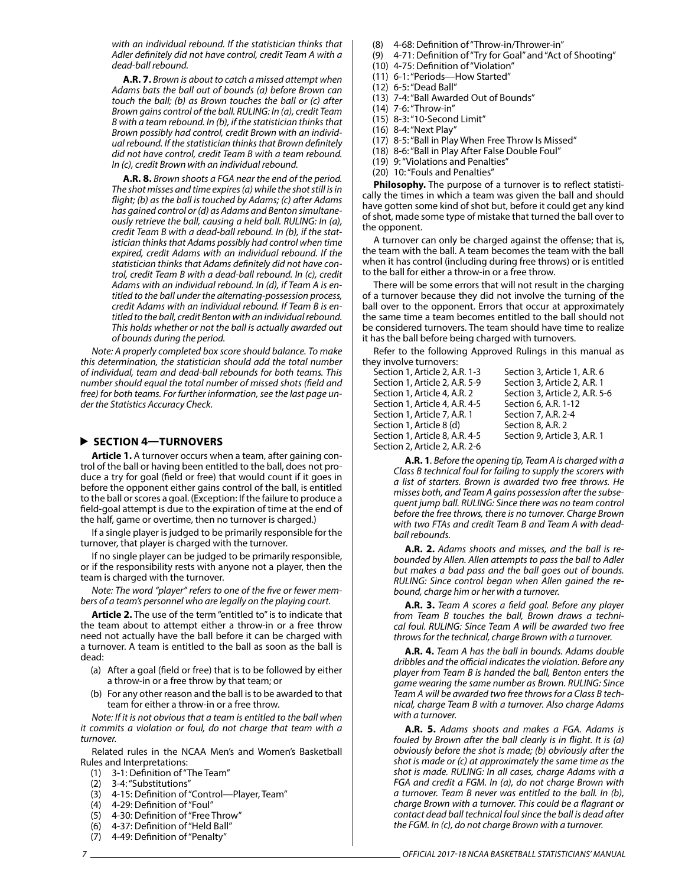*with an individual rebound. If the statistician thinks that Adler definitely did not have control, credit Team A with a dead-ball rebound.*

**A.R. 7.** *Brown is about to catch a missed attempt when Adams bats the ball out of bounds (a) before Brown can touch the ball; (b) as Brown touches the ball or (c) after Brown gains control of the ball. RULING: In (a), credit Team B with a team rebound. In (b), if the statistician thinks that Brown possibly had control, credit Brown with an individual rebound. If the statistician thinks that Brown definitely did not have control, credit Team B with a team rebound. In (c), credit Brown with an individual rebound.*

**A.R. 8.** *Brown shoots a FGA near the end of the period. The shot misses and time expires (a) while the shot still is in flight; (b) as the ball is touched by Adams; (c) after Adams has gained control or (d) as Adams and Benton simultaneously retrieve the ball, causing a held ball. RULING: In (a), credit Team B with a dead-ball rebound. In (b), if the statistician thinks that Adams possibly had control when time expired, credit Adams with an individual rebound. If the statistician thinks that Adams definitely did not have control, credit Team B with a dead-ball rebound. In (c), credit Adams with an individual rebound. In (d), if Team A is entitled to the ball under the alternating-possession process, credit Adams with an individual rebound. If Team B is entitled to the ball, credit Benton with an individual rebound. This holds whether or not the ball is actually awarded out of bounds during the period.*

*Note: A properly completed box score should balance. To make this determination, the statistician should add the total number of individual, team and dead-ball rebounds for both teams. This number should equal the total number of missed shots (field and free) for both teams. For further information, see the last page under the Statistics Accuracy Check.*

## SECTION 4—TURNOVERS

**Article 1.** A turnover occurs when a team, after gaining control of the ball or having been entitled to the ball, does not produce a try for goal (field or free) that would count if it goes in before the opponent either gains control of the ball, is entitled to the ball or scores a goal. (Exception: If the failure to produce a field-goal attempt is due to the expiration of time at the end of the half, game or overtime, then no turnover is charged.)

If a single player is judged to be primarily responsible for the turnover, that player is charged with the turnover.

If no single player can be judged to be primarily responsible, or if the responsibility rests with anyone not a player, then the team is charged with the turnover.

*Note: The word "player" refers to one of the five or fewer members of a team's personnel who are legally on the playing court.*

**Article 2.** The use of the term "entitled to" is to indicate that the team about to attempt either a throw-in or a free throw need not actually have the ball before it can be charged with a turnover. A team is entitled to the ball as soon as the ball is dead:

(a) After a goal (field or free) that is to be followed by either a throw-in or a free throw by that team; or

(b) For any other reason and the ball is to be awarded to that team for either a throw-in or a free throw.

*Note: If it is not obvious that a team is entitled to the ball when it commits a violation or foul, do not charge that team with a turnover.*

Related rules in the NCAA Men's and Women's Basketball Rules and Interpretations:

(1) 3-1: Definition of "The Team"
(2) 3-4: "Substitutions"
(3) 4-15: Definition of "Control—Player, Team"
(4) 4-29: Definition of "Foul"
(5) 4-30: Definition of "Free Throw"
(6) 4-37: Definition of "Held Ball"
(7) 4-49: Definition of "Penalty"
(8) 4-68: Definition of "Throw-in/Thrower-in"
(9) 4-71: Definition of "Try for Goal" and "Act of Shooting"
(10) 4-75: Definition of "Violation"
(11) 6-1: "Periods—How Started"
(12) 6-5: "Dead Ball"
(13) 7-4: "Ball Awarded Out of Bounds"
(14) 7-6: "Throw-in"
(15) 8-3: "10-Second Limit"
(16) 8-4: "Next Play"
(17) 8-5: "Ball in Play When Free Throw Is Missed"
(18) 8-6: "Ball in Play After False Double Foul"
(19) 9: "Violations and Penalties"
(20) 10: "Fouls and Penalties"

**Philosophy.** The purpose of a turnover is to reflect statistically the times in which a team was given the ball and should have gotten some kind of shot but, before it could get any kind of shot, made some type of mistake that turned the ball over to the opponent.

A turnover can only be charged against the offense; that is, the team with the ball. A team becomes the team with the ball when it has control (including during free throws) or is entitled to the ball for either a throw-in or a free throw.

There will be some errors that will not result in the charging of a turnover because they did not involve the turning of the ball over to the opponent. Errors that occur at approximately the same time a team becomes entitled to the ball should not be considered turnovers. The team should have time to realize it has the ball before being charged with turnovers.

Refer to the following Approved Rulings in this manual as they involve turnovers:

Section 1, Article 2, A.R. 1-3
Section 1, Article 2, A.R. 5-9
Section 1, Article 4, A.R. 2
Section 1, Article 4, A.R. 4-5
Section 1, Article 7, A.R. 1
Section 1, Article 8 (d)
Section 1, Article 8, A.R. 4-5
Section 2, Article 2, A.R. 2-6
Section 3, Article 1, A.R. 6
Section 3, Article 2, A.R. 1
Section 3, Article 2, A.R. 5-6
Section 6, A.R. 1-12
Section 7, A.R. 2-4
Section 8, A.R. 2
Section 9, Article 3, A.R. 1

**A.R. 1**. *Before the opening tip, Team A is charged with a Class B technical foul for failing to supply the scorers with a list of starters. Brown is awarded two free throws. He misses both, and Team A gains possession after the subsequent jump ball. RULING: Since there was no team control before the free throws, there is no turnover. Charge Brown with two FTAs and credit Team B and Team A with dead-ball rebounds.*

**A.R. 2.** *Adams shoots and misses, and the ball is rebounded by Allen. Allen attempts to pass the ball to Adler but makes a bad pass and the ball goes out of bounds. RULING: Since control began when Allen gained the rebound, charge him or her with a turnover.*

**A.R. 3.** *Team A scores a field goal. Before any player from Team B touches the ball, Brown draws a technical foul. RULING: Since Team A will be awarded two free throws for the technical, charge Brown with a turnover.*

**A.R. 4.** *Team A has the ball in bounds. Adams double dribbles and the official indicates the violation. Before any player from Team B is handed the ball, Benton enters the game wearing the same number as Brown. RULING: Since Team A will be awarded two free throws for a Class B technical, charge Team B with a turnover. Also charge Adams with a turnover.*

**A.R. 5.** *Adams shoots and makes a FGA. Adams is fouled by Brown after the ball clearly is in flight. It is (a) obviously before the shot is made; (b) obviously after the shot is made or (c) at approximately the same time as the shot is made. RULING: In all cases, charge Adams with a FGA and credit a FGM. In (a), do not charge Brown with a turnover. Team B never was entitled to the ball. In (b), charge Brown with a turnover. This could be a flagrant or contact dead ball technical foul since the ball is dead after the FGM. In (c), do not charge Brown with a turnover.*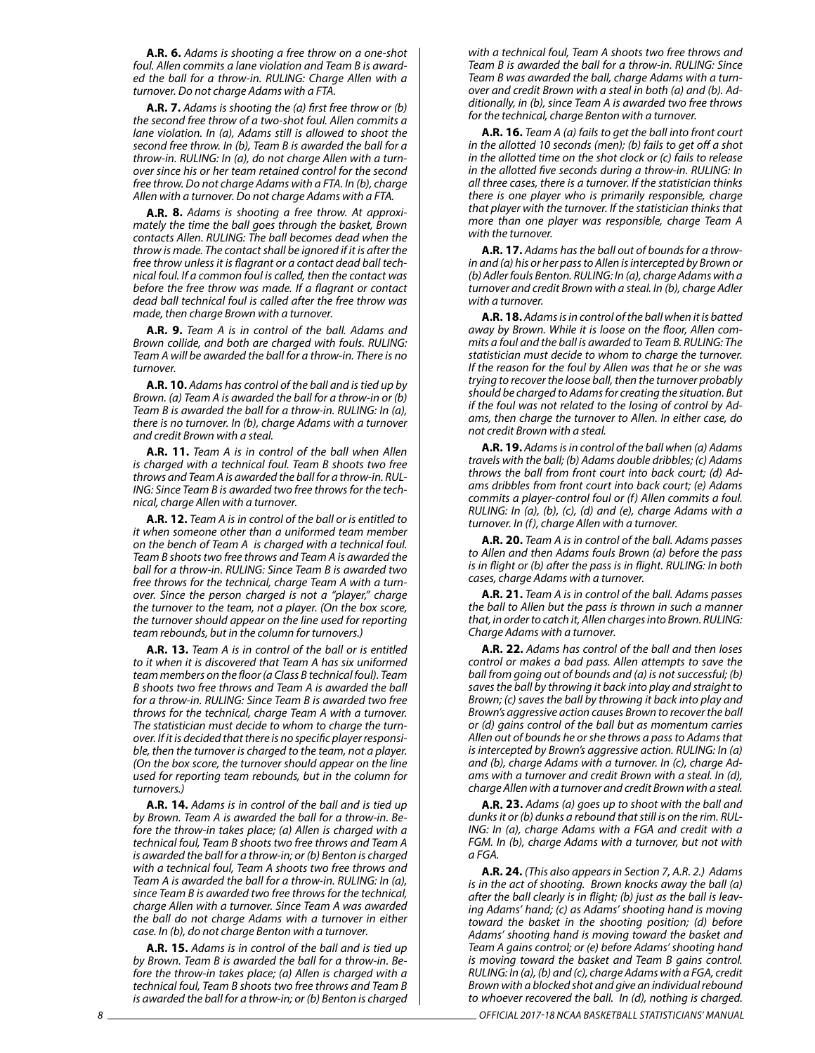**A.R. 6.** *Adams is shooting a free throw on a one-shot foul. Allen commits a lane violation and Team B is awarded the ball for a throw-in. RULING: Charge Allen with a turnover. Do not charge Adams with a FTA.*

**A.R. 7.** *Adams is shooting the (a) first free throw or (b) the second free throw of a two-shot foul. Allen commits a lane violation. In (a), Adams still is allowed to shoot the second free throw. In (b), Team B is awarded the ball for a throw-in. RULING: In (a), do not charge Allen with a turnover since his or her team retained control for the second free throw. Do not charge Adams with a FTA. In (b), charge Allen with a turnover. Do not charge Adams with a FTA.*

**A.R. 8.** *Adams is shooting a free throw. At approximately the time the ball goes through the basket, Brown contacts Allen. RULING: The ball becomes dead when the throw is made. The contact shall be ignored if it is after the free throw unless it is flagrant or a contact dead ball technical foul. If a common foul is called, then the contact was before the free throw was made. If a flagrant or contact dead ball technical foul is called after the free throw was made, then charge Brown with a turnover.*

**A.R. 9.** *Team A is in control of the ball. Adams and Brown collide, and both are charged with fouls. RULING: Team A will be awarded the ball for a throw-in. There is no turnover.*

**A.R. 10.** *Adams has control of the ball and is tied up by Brown. (a) Team A is awarded the ball for a throw-in or (b) Team B is awarded the ball for a throw-in. RULING: In (a), there is no turnover. In (b), charge Adams with a turnover and credit Brown with a steal.*

**A.R. 11.** *Team A is in control of the ball when Allen is charged with a technical foul. Team B shoots two free throws and Team A is awarded the ball for a throw-in. RULING: Since Team B is awarded two free throws for the technical, charge Allen with a turnover.*

**A.R. 12.** *Team A is in control of the ball or is entitled to it when someone other than a uniformed team member on the bench of Team A is charged with a technical foul. Team B shoots two free throws and Team A is awarded the ball for a throw-in. RULING: Since Team B is awarded two free throws for the technical, charge Team A with a turnover. Since the person charged is not a "player," charge the turnover to the team, not a player. (On the box score, the turnover should appear on the line used for reporting team rebounds, but in the column for turnovers.)*

**A.R. 13.** *Team A is in control of the ball or is entitled to it when it is discovered that Team A has six uniformed team members on the floor (a Class B technical foul). Team B shoots two free throws and Team A is awarded the ball for a throw-in. RULING: Since Team B is awarded two free throws for the technical, charge Team A with a turnover. The statistician must decide to whom to charge the turnover. If it is decided that there is no specific player responsible, then the turnover is charged to the team, not a player. (On the box score, the turnover should appear on the line used for reporting team rebounds, but in the column for turnovers.)*

**A.R. 14.** *Adams is in control of the ball and is tied up by Brown. Team A is awarded the ball for a throw-in. Before the throw-in takes place; (a) Allen is charged with a technical foul, Team B shoots two free throws and Team A is awarded the ball for a throw-in; or (b) Benton is charged with a technical foul, Team A shoots two free throws and Team A is awarded the ball for a throw-in. RULING: In (a), since Team B is awarded two free throws for the technical, charge Allen with a turnover. Since Team A was awarded the ball do not charge Adams with a turnover in either case. In (b), do not charge Benton with a turnover.*

**A.R. 15.** *Adams is in control of the ball and is tied up by Brown. Team B is awarded the ball for a throw-in. Before the throw-in takes place; (a) Allen is charged with a technical foul, Team B shoots two free throws and Team B is awarded the ball for a throw-in; or (b) Benton is charged with a technical foul, Team A shoots two free throws and Team B is awarded the ball for a throw-in. RULING: Since Team B was awarded the ball, charge Adams with a turnover and credit Brown with a steal in both (a) and (b). Additionally, in (b), since Team A is awarded two free throws for the technical, charge Benton with a turnover.*

**A.R. 16.** *Team A (a) fails to get the ball into front court in the allotted 10 seconds (men); (b) fails to get off a shot in the allotted time on the shot clock or (c) fails to release in the allotted five seconds during a throw-in. RULING: In all three cases, there is a turnover. If the statistician thinks there is one player who is primarily responsible, charge that player with the turnover. If the statistician thinks that more than one player was responsible, charge Team A with the turnover.*

**A.R. 17.** *Adams has the ball out of bounds for a throw-in and (a) his or her pass to Allen is intercepted by Brown or (b) Adler fouls Benton. RULING: In (a), charge Adams with a turnover and credit Brown with a steal. In (b), charge Adler with a turnover.*

**A.R. 18.** *Adams is in control of the ball when it is batted away by Brown. While it is loose on the floor, Allen commits a foul and the ball is awarded to Team B. RULING: The statistician must decide to whom to charge the turnover. If the reason for the foul by Allen was that he or she was trying to recover the loose ball, then the turnover probably should be charged to Adams for creating the situation. But if the foul was not related to the losing of control by Adams, then charge the turnover to Allen. In either case, do not credit Brown with a steal.*

**A.R. 19.** *Adams is in control of the ball when (a) Adams travels with the ball; (b) Adams double dribbles; (c) Adams throws the ball from front court into back court; (d) Adams dribbles from front court into back court; (e) Adams commits a player-control foul or (f) Allen commits a foul. RULING: In (a), (b), (c), (d) and (e), charge Adams with a turnover. In (f), charge Allen with a turnover.*

**A.R. 20.** *Team A is in control of the ball. Adams passes to Allen and then Adams fouls Brown (a) before the pass is in flight or (b) after the pass is in flight. RULING: In both cases, charge Adams with a turnover.*

**A.R. 21.** *Team A is in control of the ball. Adams passes the ball to Allen but the pass is thrown in such a manner that, in order to catch it, Allen charges into Brown. RULING: Charge Adams with a turnover.*

**A.R. 22.** *Adams has control of the ball and then loses control or makes a bad pass. Allen attempts to save the ball from going out of bounds and (a) is not successful; (b) saves the ball by throwing it back into play and straight to Brown; (c) saves the ball by throwing it back into play and Brown's aggressive action causes Brown to recover the ball or (d) gains control of the ball but as momentum carries Allen out of bounds he or she throws a pass to Adams that is intercepted by Brown's aggressive action. RULING: In (a) and (b), charge Adams with a turnover. In (c), charge Adams with a turnover and credit Brown with a steal. In (d), charge Allen with a turnover and credit Brown with a steal.*

**A.R. 23.** *Adams (a) goes up to shoot with the ball and dunks it or (b) dunks a rebound that still is on the rim. RULING: In (a), charge Adams with a FGA and credit with a FGM. In (b), charge Adams with a turnover, but not with a FGA.*

**A.R. 24.** *(This also appears in Section 7, A.R. 2.) Adams is in the act of shooting. Brown knocks away the ball (a) after the ball clearly is in flight; (b) just as the ball is leaving Adams' hand; (c) as Adams' shooting hand is moving toward the basket in the shooting position; (d) before Adams' shooting hand is moving toward the basket and Team A gains control; or (e) before Adams' shooting hand is moving toward the basket and Team B gains control. RULING: In (a), (b) and (c), charge Adams with a FGA, credit Brown with a blocked shot and give an individual rebound to whoever recovered the ball. In (d), nothing is charged.*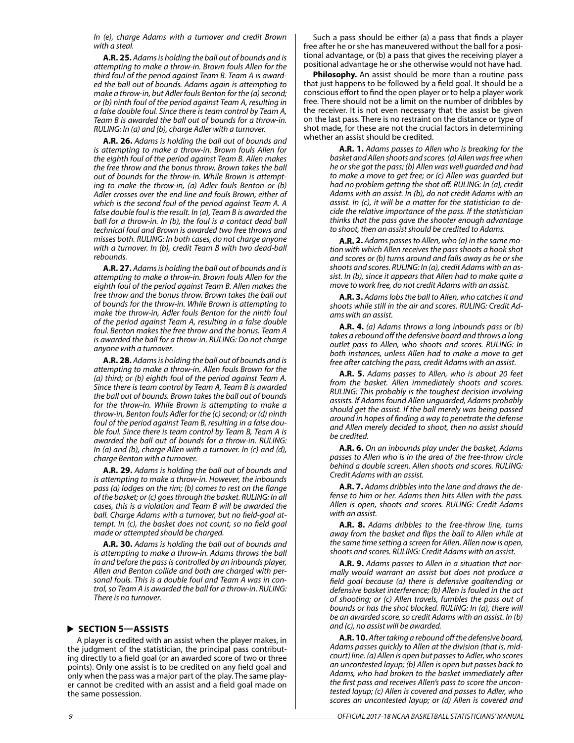*In (e), charge Adams with a turnover and credit Brown with a steal.*

**A.R. 25.** *Adams is holding the ball out of bounds and is attempting to make a throw-in. Brown fouls Allen for the third foul of the period against Team B. Team A is awarded the ball out of bounds. Adams again is attempting to make a throw-in, but Adler fouls Benton for the (a) second; or (b) ninth foul of the period against Team A, resulting in a false double foul. Since there is team control by Team A, Team B is awarded the ball out of bounds for a throw-in. RULING: In (a) and (b), charge Adler with a turnover.*

**A.R. 26.** *Adams is holding the ball out of bounds and is attempting to make a throw-in. Brown fouls Allen for the eighth foul of the period against Team B. Allen makes the free throw and the bonus throw. Brown takes the ball out of bounds for the throw-in. While Brown is attempting to make the throw-in, (a) Adler fouls Benton or (b) Adler crosses over the end line and fouls Brown, either of which is the second foul of the period against Team A. A false double foul is the result. In (a), Team B is awarded the ball for a throw-in. In (b), the foul is a contact dead ball technical foul and Brown is awarded two free throws and misses both. RULING: In both cases, do not charge anyone with a turnover. In (b), credit Team B with two dead-ball rebounds.*

**A.R. 27.** *Adams is holding the ball out of bounds and is attempting to make a throw-in. Brown fouls Allen for the eighth foul of the period against Team B. Allen makes the free throw and the bonus throw. Brown takes the ball out of bounds for the throw-in. While Brown is attempting to make the throw-in, Adler fouls Benton for the ninth foul of the period against Team A, resulting in a false double foul. Benton makes the free throw and the bonus. Team A is awarded the ball for a throw-in. RULING: Do not charge anyone with a turnover.*

**A.R. 28.** *Adams is holding the ball out of bounds and is attempting to make a throw-in. Allen fouls Brown for the (a) third; or (b) eighth foul of the period against Team A. Since there is team control by Team A, Team B is awarded the ball out of bounds. Brown takes the ball out of bounds for the throw-in. While Brown is attempting to make a throw-in, Benton fouls Adler for the (c) second; or (d) ninth foul of the period against Team B, resulting in a false double foul. Since there is team control by Team B, Team A is awarded the ball out of bounds for a throw-in. RULING: In (a) and (b), charge Allen with a turnover. In (c) and (d), charge Benton with a turnover.*

**A.R. 29.** *Adams is holding the ball out of bounds and is attempting to make a throw-in. However, the inbounds pass (a) lodges on the rim; (b) comes to rest on the flange of the basket; or (c) goes through the basket. RULING: In all cases, this is a violation and Team B will be awarded the ball. Charge Adams with a turnover, but no field-goal attempt. In (c), the basket does not count, so no field goal made or attempted should be charged.*

**A.R. 30.** *Adams is holding the ball out of bounds and is attempting to make a throw-in. Adams throws the ball in and before the pass is controlled by an inbounds player, Allen and Benton collide and both are charged with personal fouls. This is a double foul and Team A was in control, so Team A is awarded the ball for a throw-in. RULING: There is no turnover.*

## SECTION 5—ASSISTS

A player is credited with an assist when the player makes, in the judgment of the statistician, the principal pass contributing directly to a field goal (or an awarded score of two or three points). Only one assist is to be credited on any field goal and only when the pass was a major part of the play. The same player cannot be credited with an assist and a field goal made on the same possession.

Such a pass should be either (a) a pass that finds a player free after he or she has maneuvered without the ball for a positional advantage, or (b) a pass that gives the receiving player a positional advantage he or she otherwise would not have had.

**Philosophy.** An assist should be more than a routine pass that just happens to be followed by a field goal. It should be a conscious effort to find the open player or to help a player work free. There should not be a limit on the number of dribbles by the receiver. It is not even necessary that the assist be given on the last pass. There is no restraint on the distance or type of shot made, for these are not the crucial factors in determining whether an assist should be credited.

**A.R. 1.** *Adams passes to Allen who is breaking for the basket and Allen shoots and scores. (a) Allen was free when he or she got the pass; (b) Allen was well guarded and had to make a move to get free; or (c) Allen was guarded but had no problem getting the shot off. RULING: In (a), credit Adams with an assist. In (b), do not credit Adams with an assist. In (c), it will be a matter for the statistician to decide the relative importance of the pass. If the statistician thinks that the pass gave the shooter enough advantage to shoot, then an assist should be credited to Adams.*

**A.R. 2.** *Adams passes to Allen, who (a) in the same motion with which Allen receives the pass shoots a hook shot and scores or (b) turns around and falls away as he or she shoots and scores. RULING: In (a), credit Adams with an assist. In (b), since it appears that Allen had to make quite a move to work free, do not credit Adams with an assist.*

**A.R. 3.** *Adams lobs the ball to Allen, who catches it and shoots while still in the air and scores. RULING: Credit Adams with an assist.*

**A.R. 4.** *(a) Adams throws a long inbounds pass or (b) takes a rebound off the defensive board and throws a long outlet pass to Allen, who shoots and scores. RULING: In both instances, unless Allen had to make a move to get free after catching the pass, credit Adams with an assist.*

**A.R. 5.** *Adams passes to Allen, who is about 20 feet from the basket. Allen immediately shoots and scores. RULING: This probably is the toughest decision involving assists. If Adams found Allen unguarded, Adams probably should get the assist. If the ball merely was being passed around in hopes of finding a way to penetrate the defense and Allen merely decided to shoot, then no assist should be credited.*

**A.R. 6.** *On an inbounds play under the basket, Adams passes to Allen who is in the area of the free-throw circle behind a double screen. Allen shoots and scores. RULING: Credit Adams with an assist.*

**A.R. 7.** *Adams dribbles into the lane and draws the defense to him or her. Adams then hits Allen with the pass. Allen is open, shoots and scores. RULING: Credit Adams with an assist.*

**A.R. 8.** *Adams dribbles to the free-throw line, turns away from the basket and flips the ball to Allen while at the same time setting a screen for Allen. Allen now is open, shoots and scores. RULING: Credit Adams with an assist.*

**A.R. 9.** *Adams passes to Allen in a situation that normally would warrant an assist but does not produce a field goal because (a) there is defensive goaltending or defensive basket interference; (b) Allen is fouled in the act of shooting; or (c) Allen travels, fumbles the pass out of bounds or has the shot blocked. RULING: In (a), there will be an awarded score, so credit Adams with an assist. In (b) and (c), no assist will be awarded.*

**A.R. 10.** *After taking a rebound off the defensive board, Adams passes quickly to Allen at the division (that is, mid-court) line. (a) Allen is open but passes to Adler, who scores an uncontested layup; (b) Allen is open but passes back to Adams, who had broken to the basket immediately after the first pass and receives Allen's pass to score the uncontested layup; (c) Allen is covered and passes to Adler, who scores an uncontested layup; or (d) Allen is covered and*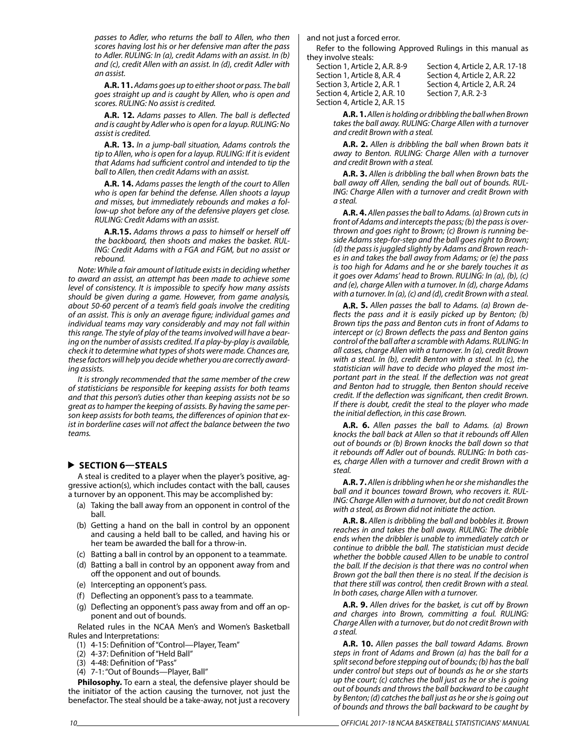*passes to Adler, who returns the ball to Allen, who then scores having lost his or her defensive man after the pass to Adler. RULING: In (a), credit Adams with an assist. In (b) and (c), credit Allen with an assist. In (d), credit Adler with an assist.*

**A.R. 11.** *Adams goes up to either shoot or pass. The ball goes straight up and is caught by Allen, who is open and scores. RULING: No assist is credited.*

**A.R. 12.** *Adams passes to Allen. The ball is deflected and is caught by Adler who is open for a layup. RULING: No assist is credited.*

**A.R. 13.** *In a jump-ball situation, Adams controls the tip to Allen, who is open for a layup. RULING: If it is evident that Adams had sufficient control and intended to tip the ball to Allen, then credit Adams with an assist.*

**A.R. 14.** *Adams passes the length of the court to Allen who is open far behind the defense. Allen shoots a layup and misses, but immediately rebounds and makes a follow-up shot before any of the defensive players get close. RULING: Credit Adams with an assist.*

**A.R.15.** *Adams throws a pass to himself or herself off the backboard, then shoots and makes the basket. RULING: Credit Adams with a FGA and FGM, but no assist or rebound.*

*Note: While a fair amount of latitude exists in deciding whether to award an assist, an attempt has been made to achieve some level of consistency. It is impossible to specify how many assists should be given during a game. However, from game analysis, about 50-60 percent of a team's field goals involve the crediting of an assist. This is only an average figure; individual games and individual teams may vary considerably and may not fall within this range. The style of play of the teams involved will have a bearing on the number of assists credited. If a play-by-play is available, check it to determine what types of shots were made. Chances are, these factors will help you decide whether you are correctly awarding assists.*

*It is strongly recommended that the same member of the crew of statisticians be responsible for keeping assists for both teams and that this person's duties other than keeping assists not be so great as to hamper the keeping of assists. By having the same person keep assists for both teams, the differences of opinion that exist in borderline cases will not affect the balance between the two teams.*

## SECTION 6—STEALS

A steal is credited to a player when the player's positive, aggressive action(s), which includes contact with the ball, causes a turnover by an opponent. This may be accomplished by:

(a) Taking the ball away from an opponent in control of the ball.
(b) Getting a hand on the ball in control by an opponent and causing a held ball to be called, and having his or her team be awarded the ball for a throw-in.
(c) Batting a ball in control by an opponent to a teammate.
(d) Batting a ball in control by an opponent away from and off the opponent and out of bounds.
(e) Intercepting an opponent's pass.
(f) Deflecting an opponent's pass to a teammate.
(g) Deflecting an opponent's pass away from and off an opponent and out of bounds.

Related rules in the NCAA Men's and Women's Basketball Rules and Interpretations:

(1) 4-15: Definition of "Control—Player, Team"
(2) 4-37: Definition of "Held Ball"
(3) 4-48: Definition of "Pass"
(4) 7-1: "Out of Bounds—Player, Ball"

**Philosophy.** To earn a steal, the defensive player should be the initiator of the action causing the turnover, not just the benefactor. The steal should be a take-away, not just a recovery and not just a forced error.

Refer to the following Approved Rulings in this manual as they involve steals:

Section 1, Article 2, A.R. 8-9
Section 1, Article 8, A.R. 4
Section 3, Article 2, A.R. 1
Section 4, Article 2, A.R. 10
Section 4, Article 2, A.R. 15
Section 4, Article 2, A.R. 17-18
Section 4, Article 2, A.R. 22
Section 4, Article 2, A.R. 24
Section 7, A.R. 2-3

**A.R. 1.** *Allen is holding or dribbling the ball when Brown takes the ball away. RULING: Charge Allen with a turnover and credit Brown with a steal.*

**A.R. 2.** *Allen is dribbling the ball when Brown bats it away to Benton. RULING: Charge Allen with a turnover and credit Brown with a steal.*

**A.R. 3.** *Allen is dribbling the ball when Brown bats the ball away off Allen, sending the ball out of bounds. RULING: Charge Allen with a turnover and credit Brown with a steal.*

**A.R. 4.** *Allen passes the ball to Adams. (a) Brown cuts in front of Adams and intercepts the pass; (b) the pass is overthrown and goes right to Brown; (c) Brown is running beside Adams step-for-step and the ball goes right to Brown; (d) the pass is juggled slightly by Adams and Brown reaches in and takes the ball away from Adams; or (e) the pass is too high for Adams and he or she barely touches it as it goes over Adams' head to Brown. RULING: In (a), (b), (c) and (e), charge Allen with a turnover. In (d), charge Adams with a turnover. In (a), (c) and (d), credit Brown with a steal.*

**A.R. 5.** *Allen passes the ball to Adams. (a) Brown deflects the pass and it is easily picked up by Benton; (b) Brown tips the pass and Benton cuts in front of Adams to intercept or (c) Brown deflects the pass and Benton gains control of the ball after a scramble with Adams. RULING: In all cases, charge Allen with a turnover. In (a), credit Brown with a steal. In (b), credit Benton with a steal. In (c), the statistician will have to decide who played the most important part in the steal. If the deflection was not great and Benton had to struggle, then Benton should receive credit. If the deflection was significant, then credit Brown. If there is doubt, credit the steal to the player who made the initial deflection, in this case Brown.*

**A.R. 6.** *Allen passes the ball to Adams. (a) Brown knocks the ball back at Allen so that it rebounds off Allen out of bounds or (b) Brown knocks the ball down so that it rebounds off Adler out of bounds. RULING: In both cases, charge Allen with a turnover and credit Brown with a steal.*

**A.R. 7.** *Allen is dribbling when he or she mishandles the ball and it bounces toward Brown, who recovers it. RULING: Charge Allen with a turnover, but do not credit Brown with a steal, as Brown did not initiate the action.*

**A.R. 8.** *Allen is dribbling the ball and bobbles it. Brown reaches in and takes the ball away. RULING: The dribble ends when the dribbler is unable to immediately catch or continue to dribble the ball. The statistician must decide whether the bobble caused Allen to be unable to control the ball. If the decision is that there was no control when Brown got the ball then there is no steal. If the decision is that there still was control, then credit Brown with a steal. In both cases, charge Allen with a turnover.*

**A.R. 9.** *Allen drives for the basket, is cut off by Brown and charges into Brown, committing a foul. RULING: Charge Allen with a turnover, but do not credit Brown with a steal.*

**A.R. 10.** *Allen passes the ball toward Adams. Brown steps in front of Adams and Brown (a) has the ball for a split second before stepping out of bounds; (b) has the ball under control but steps out of bounds as he or she starts up the court; (c) catches the ball just as he or she is going out of bounds and throws the ball backward to be caught by Benton; (d) catches the ball just as he or she is going out of bounds and throws the ball backward to be caught by*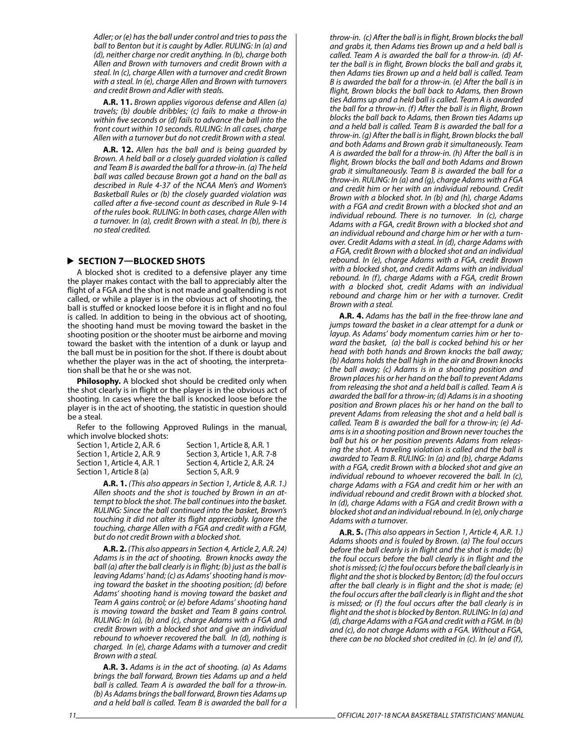*Adler; or (e) has the ball under control and tries to pass the ball to Benton but it is caught by Adler. RULING: In (a) and (d), neither charge nor credit anything. In (b), charge both Allen and Brown with turnovers and credit Brown with a steal. In (c), charge Allen with a turnover and credit Brown with a steal. In (e), charge Allen and Brown with turnovers and credit Brown and Adler with steals.*

**A.R. 11.** *Brown applies vigorous defense and Allen (a) travels; (b) double dribbles; (c) fails to make a throw-in within five seconds or (d) fails to advance the ball into the front court within 10 seconds. RULING: In all cases, charge Allen with a turnover but do not credit Brown with a steal.*

**A.R. 12.** *Allen has the ball and is being guarded by Brown. A held ball or a closely guarded violation is called and Team B is awarded the ball for a throw-in. (a) The held ball was called because Brown got a hand on the ball as described in Rule 4-37 of the NCAA Men's and Women's Basketball Rules or (b) the closely guarded violation was called after a five-second count as described in Rule 9-14 of the rules book. RULING: In both cases, charge Allen with a turnover. In (a), credit Brown with a steal. In (b), there is no steal credited.*

## SECTION 7—BLOCKED SHOTS

A blocked shot is credited to a defensive player any time the player makes contact with the ball to appreciably alter the flight of a FGA and the shot is not made and goaltending is not called, or while a player is in the obvious act of shooting, the ball is stuffed or knocked loose before it is in flight and no foul is called. In addition to being in the obvious act of shooting, the shooting hand must be moving toward the basket in the shooting position or the shooter must be airborne and moving toward the basket with the intention of a dunk or layup and the ball must be in position for the shot. If there is doubt about whether the player was in the act of shooting, the interpretation shall be that he or she was not.

**Philosophy.** A blocked shot should be credited only when the shot clearly is in flight or the player is in the obvious act of shooting. In cases where the ball is knocked loose before the player is in the act of shooting, the statistic in question should be a steal.

Refer to the following Approved Rulings in the manual, which involve blocked shots:

| | |
|---|---|
| Section 1, Article 2, A.R. 6 | Section 1, Article 8, A.R. 1 |
| Section 1, Article 2, A.R. 9 | Section 3, Article 1, A.R. 7-8 |
| Section 1, Article 4, A.R. 1 | Section 4, Article 2, A.R. 24 |
| Section 1, Article 8 (a) | Section 5, A.R. 9 |

**A.R. 1.** *(This also appears in Section 1, Article 8, A.R. 1.) Allen shoots and the shot is touched by Brown in an attempt to block the shot. The ball continues into the basket. RULING: Since the ball continued into the basket, Brown's touching it did not alter its flight appreciably. Ignore the touching, charge Allen with a FGA and credit with a FGM, but do not credit Brown with a blocked shot.*

**A.R. 2.** *(This also appears in Section 4, Article 2, A.R. 24) Adams is in the act of shooting. Brown knocks away the ball (a) after the ball clearly is in flight; (b) just as the ball is leaving Adams' hand; (c) as Adams' shooting hand is moving toward the basket in the shooting position; (d) before Adams' shooting hand is moving toward the basket and Team A gains control; or (e) before Adams' shooting hand is moving toward the basket and Team B gains control. RULING: In (a), (b) and (c), charge Adams with a FGA and credit Brown with a blocked shot and give an individual rebound to whoever recovered the ball. In (d), nothing is charged. In (e), charge Adams with a turnover and credit Brown with a steal.*

**A.R. 3.** *Adams is in the act of shooting. (a) As Adams brings the ball forward, Brown ties Adams up and a held ball is called. Team A is awarded the ball for a throw-in. (b) As Adams brings the ball forward, Brown ties Adams up and a held ball is called. Team B is awarded the ball for a throw-in. (c) After the ball is in flight, Brown blocks the ball and grabs it, then Adams ties Brown up and a held ball is called. Team A is awarded the ball for a throw-in. (d) After the ball is in flight, Brown blocks the ball and grabs it, then Adams ties Brown up and a held ball is called. Team B is awarded the ball for a throw-in. (e) After the ball is in flight, Brown blocks the ball back to Adams, then Brown ties Adams up and a held ball is called. Team A is awarded the ball for a throw-in. (f) After the ball is in flight, Brown blocks the ball back to Adams, then Brown ties Adams up and a held ball is called. Team B is awarded the ball for a throw-in. (g) After the ball is in flight, Brown blocks the ball and both Adams and Brown grab it simultaneously. Team A is awarded the ball for a throw-in. (h) After the ball is in flight, Brown blocks the ball and both Adams and Brown grab it simultaneously. Team B is awarded the ball for a throw-in. RULING: In (a) and (g), charge Adams with a FGA and credit him or her with an individual rebound. Credit Brown with a blocked shot. In (b) and (h), charge Adams with a FGA and credit Brown with a blocked shot and an individual rebound. There is no turnover. In (c), charge Adams with a FGA, credit Brown with a blocked shot and an individual rebound and charge him or her with a turnover. Credit Adams with a steal. In (d), charge Adams with a FGA, credit Brown with a blocked shot and an individual rebound. In (e), charge Adams with a FGA, credit Brown with a blocked shot, and credit Adams with an individual rebound. In (f), charge Adams with a FGA, credit Brown with a blocked shot, credit Adams with an individual rebound and charge him or her with a turnover. Credit Brown with a steal.*

**A.R. 4.** *Adams has the ball in the free-throw lane and jumps toward the basket in a clear attempt for a dunk or layup. As Adams' body momentum carries him or her toward the basket, (a) the ball is cocked behind his or her head with both hands and Brown knocks the ball away; (b) Adams holds the ball high in the air and Brown knocks the ball away; (c) Adams is in a shooting position and Brown places his or her hand on the ball to prevent Adams from releasing the shot and a held ball is called. Team A is awarded the ball for a throw-in; (d) Adams is in a shooting position and Brown places his or her hand on the ball to prevent Adams from releasing the shot and a held ball is called. Team B is awarded the ball for a throw-in; (e) Adams is in a shooting position and Brown never touches the ball but his or her position prevents Adams from releasing the shot. A traveling violation is called and the ball is awarded to Team B. RULING: In (a) and (b), charge Adams with a FGA, credit Brown with a blocked shot and give an individual rebound to whoever recovered the ball. In (c), charge Adams with a FGA and credit him or her with an individual rebound and credit Brown with a blocked shot. In (d), charge Adams with a FGA and credit Brown with a blocked shot and an individual rebound. In (e), only charge Adams with a turnover.*

**A.R. 5.** *(This also appears in Section 1, Article 4, A.R. 1.) Adams shoots and is fouled by Brown. (a) The foul occurs before the ball clearly is in flight and the shot is made; (b) the foul occurs before the ball clearly is in flight and the shot is missed; (c) the foul occurs before the ball clearly is in flight and the shot is blocked by Benton; (d) the foul occurs after the ball clearly is in flight and the shot is made; (e) the foul occurs after the ball clearly is in flight and the shot is missed; or (f) the foul occurs after the ball clearly is in flight and the shot is blocked by Benton. RULING: In (a) and (d), charge Adams with a FGA and credit with a FGM. In (b) and (c), do not charge Adams with a FGA. Without a FGA, there can be no blocked shot credited in (c). In (e) and (f),*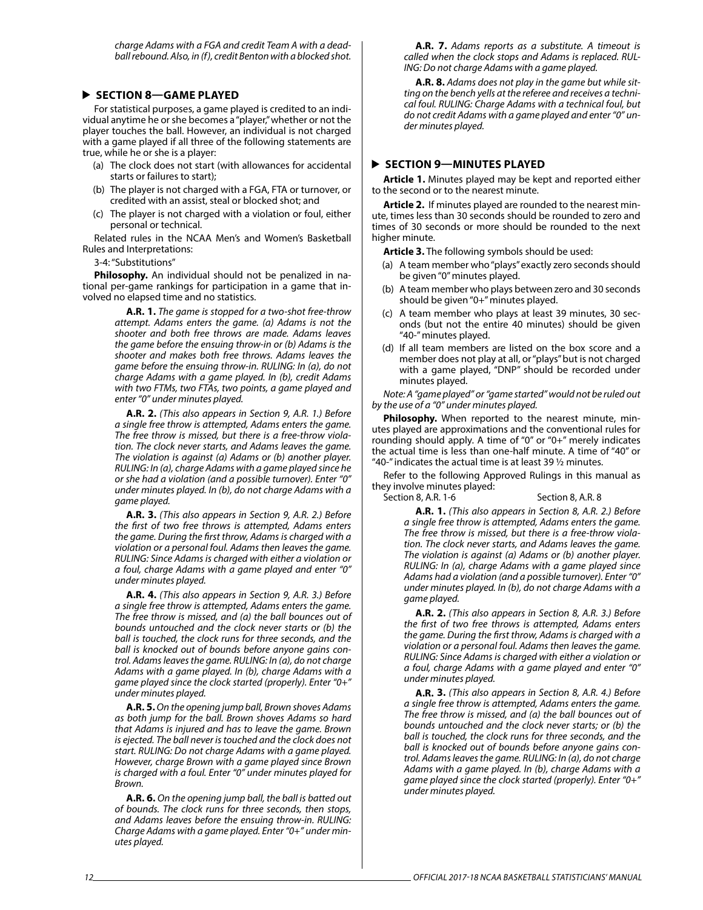*charge Adams with a FGA and credit Team A with a dead-ball rebound. Also, in (f), credit Benton with a blocked shot.*

## ▶ SECTION 8—GAME PLAYED

For statistical purposes, a game played is credited to an individual anytime he or she becomes a "player," whether or not the player touches the ball. However, an individual is not charged with a game played if all three of the following statements are true, while he or she is a player:

(a) The clock does not start (with allowances for accidental starts or failures to start);

(b) The player is not charged with a FGA, FTA or turnover, or credited with an assist, steal or blocked shot; and

(c) The player is not charged with a violation or foul, either personal or technical.

Related rules in the NCAA Men's and Women's Basketball Rules and Interpretations:

3-4: "Substitutions"

**Philosophy.** An individual should not be penalized in national per-game rankings for participation in a game that involved no elapsed time and no statistics.

> **A.R. 1.** *The game is stopped for a two-shot free-throw attempt. Adams enters the game. (a) Adams is not the shooter and both free throws are made. Adams leaves the game before the ensuing throw-in or (b) Adams is the shooter and makes both free throws. Adams leaves the game before the ensuing throw-in. RULING: In (a), do not charge Adams with a game played. In (b), credit Adams with two FTMs, two FTAs, two points, a game played and enter "0" under minutes played.*

> **A.R. 2.** *(This also appears in Section 9, A.R. 1.) Before a single free throw is attempted, Adams enters the game. The free throw is missed, but there is a free-throw violation. The clock never starts, and Adams leaves the game. The violation is against (a) Adams or (b) another player. RULING: In (a), charge Adams with a game played since he or she had a violation (and a possible turnover). Enter "0" under minutes played. In (b), do not charge Adams with a game played.*

> **A.R. 3.** *(This also appears in Section 9, A.R. 2.) Before the first of two free throws is attempted, Adams enters the game. During the first throw, Adams is charged with a violation or a personal foul. Adams then leaves the game. RULING: Since Adams is charged with either a violation or a foul, charge Adams with a game played and enter "0" under minutes played.*

> **A.R. 4.** *(This also appears in Section 9, A.R. 3.) Before a single free throw is attempted, Adams enters the game. The free throw is missed, and (a) the ball bounces out of bounds untouched and the clock never starts or (b) the ball is touched, the clock runs for three seconds, and the ball is knocked out of bounds before anyone gains control. Adams leaves the game. RULING: In (a), do not charge Adams with a game played. In (b), charge Adams with a game played since the clock started (properly). Enter "0+" under minutes played.*

> **A.R. 5.** *On the opening jump ball, Brown shoves Adams as both jump for the ball. Brown shoves Adams so hard that Adams is injured and has to leave the game. Brown is ejected. The ball never is touched and the clock does not start. RULING: Do not charge Adams with a game played. However, charge Brown with a game played since Brown is charged with a foul. Enter "0" under minutes played for Brown.*

> **A.R. 6.** *On the opening jump ball, the ball is batted out of bounds. The clock runs for three seconds, then stops, and Adams leaves before the ensuing throw-in. RULING: Charge Adams with a game played. Enter "0+" under minutes played.*

> **A.R. 7.** *Adams reports as a substitute. A timeout is called when the clock stops and Adams is replaced. RULING: Do not charge Adams with a game played.*

> **A.R. 8.** *Adams does not play in the game but while sitting on the bench yells at the referee and receives a technical foul. RULING: Charge Adams with a technical foul, but do not credit Adams with a game played and enter "0" under minutes played.*

## ▶ SECTION 9—MINUTES PLAYED

**Article 1.** Minutes played may be kept and reported either to the second or to the nearest minute.

**Article 2.** If minutes played are rounded to the nearest minute, times less than 30 seconds should be rounded to zero and times of 30 seconds or more should be rounded to the next higher minute.

**Article 3.** The following symbols should be used:

(a) A team member who "plays" exactly zero seconds should be given "0" minutes played.

(b) A team member who plays between zero and 30 seconds should be given "0+" minutes played.

(c) A team member who plays at least 39 minutes, 30 seconds (but not the entire 40 minutes) should be given "40-" minutes played.

(d) If all team members are listed on the box score and a member does not play at all, or "plays" but is not charged with a game played, "DNP" should be recorded under minutes played.

*Note: A "game played" or "game started" would not be ruled out by the use of a "0" under minutes played.*

**Philosophy.** When reported to the nearest minute, minutes played are approximations and the conventional rules for rounding should apply. A time of "0" or "0+" merely indicates the actual time is less than one-half minute. A time of "40" or "40-" indicates the actual time is at least 39 ½ minutes.

Refer to the following Approved Rulings in this manual as they involve minutes played:

Section 8, A.R. 1-6 Section 8, A.R. 8

> **A.R. 1.** *(This also appears in Section 8, A.R. 2.) Before a single free throw is attempted, Adams enters the game. The free throw is missed, but there is a free-throw violation. The clock never starts, and Adams leaves the game. The violation is against (a) Adams or (b) another player. RULING: In (a), charge Adams with a game played since Adams had a violation (and a possible turnover). Enter "0" under minutes played. In (b), do not charge Adams with a game played.*

> **A.R. 2.** *(This also appears in Section 8, A.R. 3.) Before the first of two free throws is attempted, Adams enters the game. During the first throw, Adams is charged with a violation or a personal foul. Adams then leaves the game. RULING: Since Adams is charged with either a violation or a foul, charge Adams with a game played and enter "0" under minutes played.*

> **A.R. 3.** *(This also appears in Section 8, A.R. 4.) Before a single free throw is attempted, Adams enters the game. The free throw is missed, and (a) the ball bounces out of bounds untouched and the clock never starts; or (b) the ball is touched, the clock runs for three seconds, and the ball is knocked out of bounds before anyone gains control. Adams leaves the game. RULING: In (a), do not charge Adams with a game played. In (b), charge Adams with a game played since the clock started (properly). Enter "0+" under minutes played.*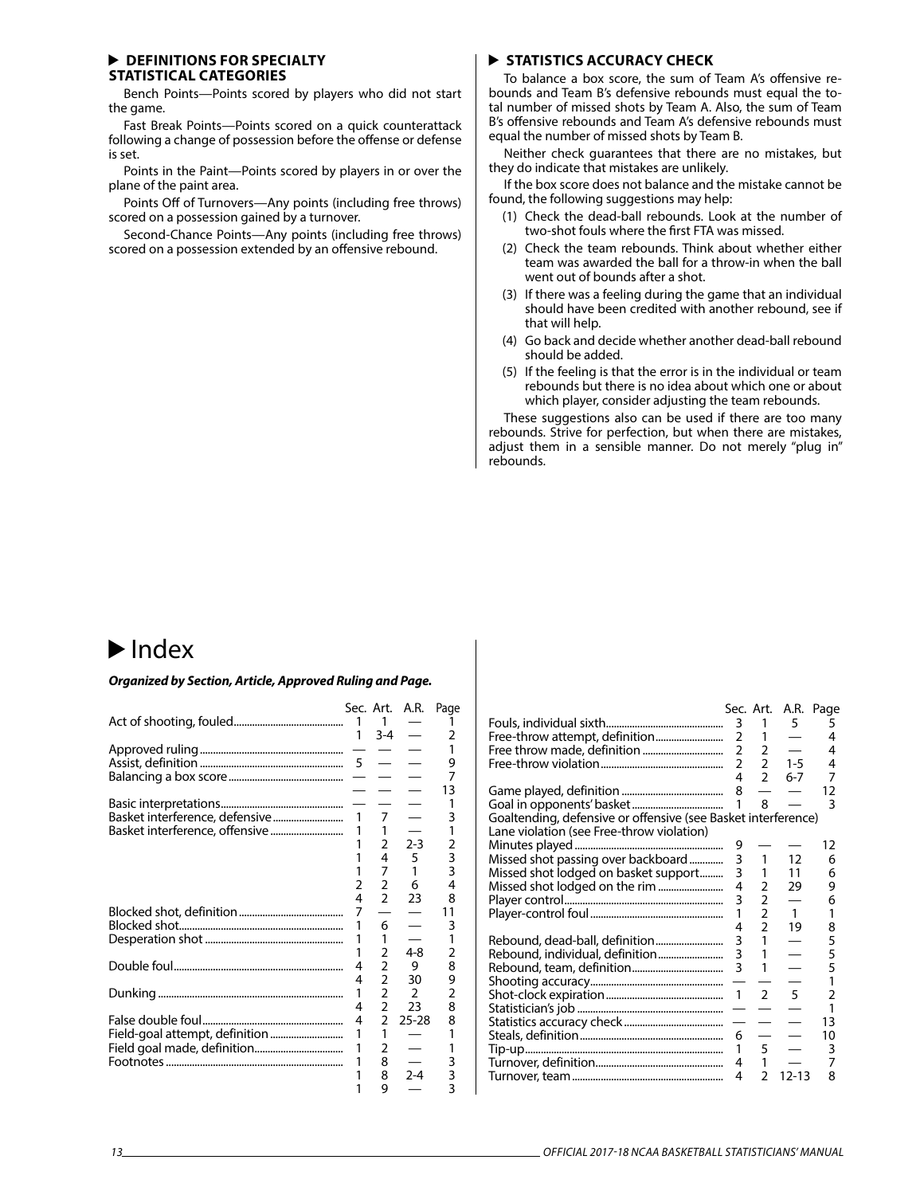### DEFINITIONS FOR SPECIALTY STATISTICAL CATEGORIES

Bench Points—Points scored by players who did not start the game.

Fast Break Points—Points scored on a quick counterattack following a change of possession before the offense or defense is set.

Points in the Paint—Points scored by players in or over the plane of the paint area.

Points Off of Turnovers—Any points (including free throws) scored on a possession gained by a turnover.

Second-Chance Points—Any points (including free throws) scored on a possession extended by an offensive rebound.

### STATISTICS ACCURACY CHECK

To balance a box score, the sum of Team A's offensive rebounds and Team B's defensive rebounds must equal the total number of missed shots by Team A. Also, the sum of Team B's offensive rebounds and Team A's defensive rebounds must equal the number of missed shots by Team B.

Neither check guarantees that there are no mistakes, but they do indicate that mistakes are unlikely.

If the box score does not balance and the mistake cannot be found, the following suggestions may help:

(1) Check the dead-ball rebounds. Look at the number of two-shot fouls where the first FTA was missed.

(2) Check the team rebounds. Think about whether either team was awarded the ball for a throw-in when the ball went out of bounds after a shot.

(3) If there was a feeling during the game that an individual should have been credited with another rebound, see if that will help.

(4) Go back and decide whether another dead-ball rebound should be added.

(5) If the feeling is that the error is in the individual or team rebounds but there is no idea about which one or about which player, consider adjusting the team rebounds.

These suggestions also can be used if there are too many rebounds. Strive for perfection, but when there are mistakes, adjust them in a sensible manner. Do not merely "plug in" rebounds.

# Index

***Organized by Section, Article, Approved Ruling and Page.***

| | Sec. | Art. | A.R. | Page |
|---|---|---|---|---|
| Act of shooting, fouled | 1 | 1 | — | 1 |
| | 1 | 3-4 | — | 2 |
| Approved ruling | — | — | — | 1 |
| Assist, definition | 5 | — | — | 9 |
| Balancing a box score | — | — | — | 7 |
| | — | — | — | 13 |
| Basic interpretations | — | — | — | 1 |
| Basket interference, defensive | 1 | 7 | — | 3 |
| Basket interference, offensive | 1 | 1 | — | 1 |
| | 1 | 2 | 2-3 | 2 |
| | 1 | 4 | 5 | 3 |
| | 1 | 7 | 1 | 3 |
| | 2 | 2 | 6 | 4 |
| | 4 | 2 | 23 | 8 |
| Blocked shot, definition | 7 | — | — | 11 |
| Blocked shot | 1 | 6 | — | 3 |
| Desperation shot | 1 | 1 | — | 1 |
| | 1 | 2 | 4-8 | 2 |
| Double foul | 4 | 2 | 9 | 8 |
| | 4 | 2 | 30 | 9 |
| Dunking | 1 | 2 | 2 | 2 |
| | 4 | 2 | 23 | 8 |
| False double foul | 4 | 2 | 25-28 | 8 |
| Field-goal attempt, definition | 1 | 1 | — | 1 |
| Field goal made, definition | 1 | 2 | — | 1 |
| Footnotes | 1 | 8 | — | 3 |
| | 1 | 8 | 2-4 | 3 |
| | 1 | 9 | — | 3 |
| Fouls, individual sixth | 3 | 1 | 5 | 5 |
| Free-throw attempt, definition | 2 | 1 | — | 4 |
| Free throw made, definition | 2 | 2 | — | 4 |
| Free-throw violation | 2 | 2 | 1-5 | 4 |
| | 4 | 2 | 6-7 | 7 |
| Game played, definition | 8 | — | — | 12 |
| Goal in opponents' basket | 1 | 8 | — | 3 |
| Goaltending, defensive or offensive (see Basket interference) | | | | |
| Lane violation (see Free-throw violation) | | | | |
| Minutes played | 9 | — | — | 12 |
| Missed shot passing over backboard | 3 | 1 | 12 | 6 |
| Missed shot lodged on basket support | 3 | 1 | 11 | 6 |
| Missed shot lodged on the rim | 4 | 2 | 29 | 9 |
| Player control | 3 | 2 | — | 6 |
| Player-control foul | 1 | 2 | 1 | 1 |
| | 4 | 2 | 19 | 8 |
| Rebound, dead-ball, definition | 3 | 1 | — | 5 |
| Rebound, individual, definition | 3 | 1 | — | 5 |
| Rebound, team, definition | 3 | 1 | — | 5 |
| Shooting accuracy | — | — | — | 1 |
| Shot-clock expiration | 1 | 2 | 5 | 2 |
| Statistician's job | — | — | — | 1 |
| Statistics accuracy check | — | — | — | 13 |
| Steals, definition | 6 | — | — | 10 |
| Tip-up | 1 | 5 | — | 3 |
| Turnover, definition | 4 | 1 | — | 7 |
| Turnover, team | 4 | 2 | 12-13 | 8 |